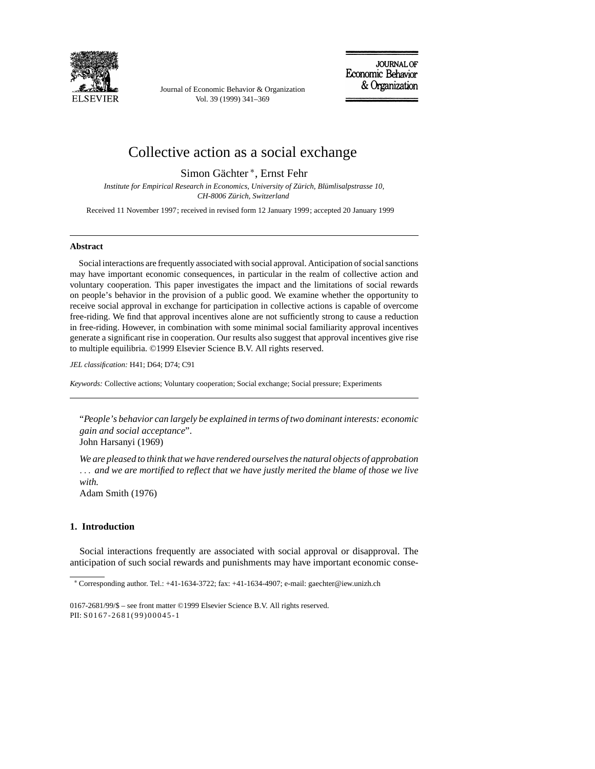# Collective action as a social exchange

Simon Gächter [*], Ernst Fehr

*Institute for Empirical Research in Economics, University of Zürich, Blümlisalpstrasse 10, CH-8006 Zürich, Switzerland*

Received 11 November 1997; received in revised form 12 January 1999; accepted 20 January 1999

## Abstract

Social interactions are frequently associated with social approval. Anticipation of social sanctions may have important economic consequences, in particular in the realm of collective action and voluntary cooperation. This paper investigates the impact and the limitations of social rewards on people's behavior in the provision of a public good. We examine whether the opportunity to receive social approval in exchange for participation in collective actions is capable of overcome free-riding. We find that approval incentives alone are not sufficiently strong to cause a reduction in free-riding. However, in combination with some minimal social familiarity approval incentives generate a significant rise in cooperation. Our results also suggest that approval incentives give rise to multiple equilibria. ©1999 Elsevier Science B.V. All rights reserved.

*JEL classification:* H41; D64; D74; C91

*Keywords:* Collective actions; Voluntary cooperation; Social exchange; Social pressure; Experiments

"*People's behavior can largely be explained in terms of two dominant interests: economic gain and social acceptance*".
John Harsanyi (1969)

*We are pleased to think that we have rendered ourselves the natural objects of approbation . . . and we are mortified to reflect that we have justly merited the blame of those we live with.*
Adam Smith (1976)

## 1. Introduction

Social interactions frequently are associated with social approval or disapproval. The anticipation of such social rewards and punishments may have important economic conse-

[*] Corresponding author. Tel.: +41-1634-3722; fax: +41-1634-4907; e-mail: gaechter@iew.unizh.ch

0167-2681/99/$ – see front matter ©1999 Elsevier Science B.V. All rights reserved.
PII: S0167-2681(99)00045-1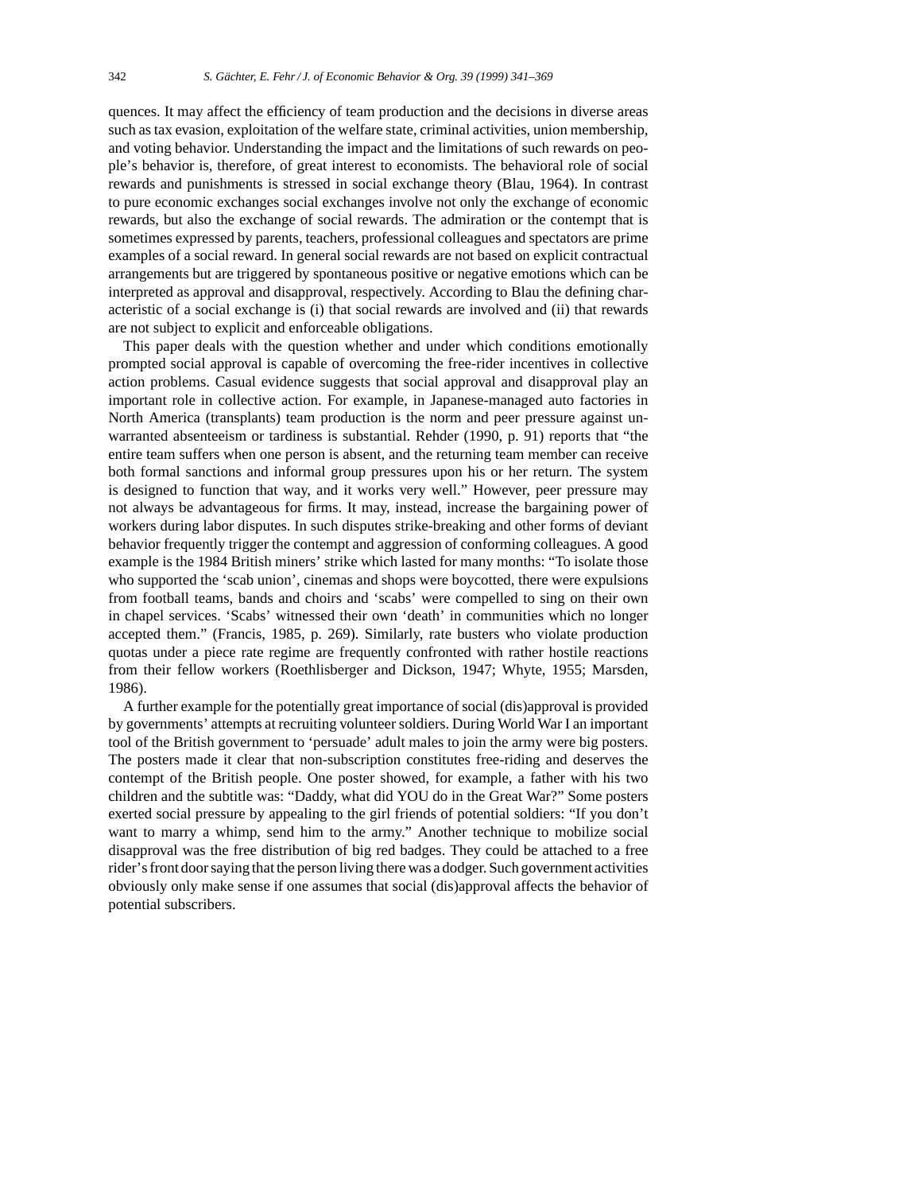quences. It may affect the efficiency of team production and the decisions in diverse areas such as tax evasion, exploitation of the welfare state, criminal activities, union membership, and voting behavior. Understanding the impact and the limitations of such rewards on people's behavior is, therefore, of great interest to economists. The behavioral role of social rewards and punishments is stressed in social exchange theory (Blau, 1964). In contrast to pure economic exchanges social exchanges involve not only the exchange of economic rewards, but also the exchange of social rewards. The admiration or the contempt that is sometimes expressed by parents, teachers, professional colleagues and spectators are prime examples of a social reward. In general social rewards are not based on explicit contractual arrangements but are triggered by spontaneous positive or negative emotions which can be interpreted as approval and disapproval, respectively. According to Blau the defining characteristic of a social exchange is (i) that social rewards are involved and (ii) that rewards are not subject to explicit and enforceable obligations.

This paper deals with the question whether and under which conditions emotionally prompted social approval is capable of overcoming the free-rider incentives in collective action problems. Casual evidence suggests that social approval and disapproval play an important role in collective action. For example, in Japanese-managed auto factories in North America (transplants) team production is the norm and peer pressure against unwarranted absenteeism or tardiness is substantial. Rehder (1990, p. 91) reports that "the entire team suffers when one person is absent, and the returning team member can receive both formal sanctions and informal group pressures upon his or her return. The system is designed to function that way, and it works very well." However, peer pressure may not always be advantageous for firms. It may, instead, increase the bargaining power of workers during labor disputes. In such disputes strike-breaking and other forms of deviant behavior frequently trigger the contempt and aggression of conforming colleagues. A good example is the 1984 British miners' strike which lasted for many months: "To isolate those who supported the 'scab union', cinemas and shops were boycotted, there were expulsions from football teams, bands and choirs and 'scabs' were compelled to sing on their own in chapel services. 'Scabs' witnessed their own 'death' in communities which no longer accepted them." (Francis, 1985, p. 269). Similarly, rate busters who violate production quotas under a piece rate regime are frequently confronted with rather hostile reactions from their fellow workers (Roethlisberger and Dickson, 1947; Whyte, 1955; Marsden, 1986).

A further example for the potentially great importance of social (dis)approval is provided by governments' attempts at recruiting volunteer soldiers. During World War I an important tool of the British government to 'persuade' adult males to join the army were big posters. The posters made it clear that non-subscription constitutes free-riding and deserves the contempt of the British people. One poster showed, for example, a father with his two children and the subtitle was: "Daddy, what did YOU do in the Great War?" Some posters exerted social pressure by appealing to the girl friends of potential soldiers: "If you don't want to marry a whimp, send him to the army." Another technique to mobilize social disapproval was the free distribution of big red badges. They could be attached to a free rider's front door saying that the person living there was a dodger. Such government activities obviously only make sense if one assumes that social (dis)approval affects the behavior of potential subscribers.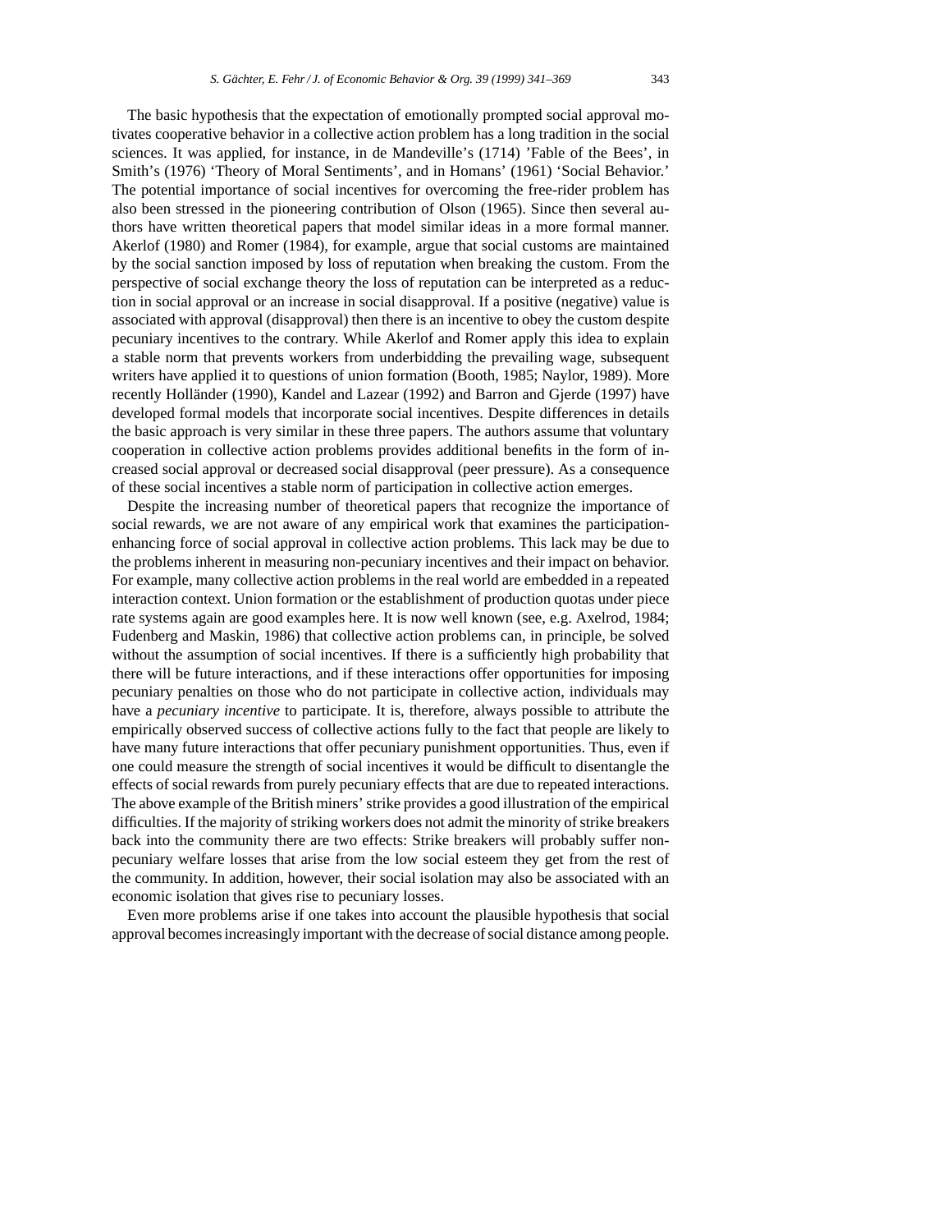The basic hypothesis that the expectation of emotionally prompted social approval motivates cooperative behavior in a collective action problem has a long tradition in the social sciences. It was applied, for instance, in de Mandeville's (1714) 'Fable of the Bees', in Smith's (1976) 'Theory of Moral Sentiments', and in Homans' (1961) 'Social Behavior.' The potential importance of social incentives for overcoming the free-rider problem has also been stressed in the pioneering contribution of Olson (1965). Since then several authors have written theoretical papers that model similar ideas in a more formal manner. Akerlof (1980) and Romer (1984), for example, argue that social customs are maintained by the social sanction imposed by loss of reputation when breaking the custom. From the perspective of social exchange theory the loss of reputation can be interpreted as a reduction in social approval or an increase in social disapproval. If a positive (negative) value is associated with approval (disapproval) then there is an incentive to obey the custom despite pecuniary incentives to the contrary. While Akerlof and Romer apply this idea to explain a stable norm that prevents workers from underbidding the prevailing wage, subsequent writers have applied it to questions of union formation (Booth, 1985; Naylor, 1989). More recently Holländer (1990), Kandel and Lazear (1992) and Barron and Gjerde (1997) have developed formal models that incorporate social incentives. Despite differences in details the basic approach is very similar in these three papers. The authors assume that voluntary cooperation in collective action problems provides additional benefits in the form of increased social approval or decreased social disapproval (peer pressure). As a consequence of these social incentives a stable norm of participation in collective action emerges.

Despite the increasing number of theoretical papers that recognize the importance of social rewards, we are not aware of any empirical work that examines the participation-enhancing force of social approval in collective action problems. This lack may be due to the problems inherent in measuring non-pecuniary incentives and their impact on behavior. For example, many collective action problems in the real world are embedded in a repeated interaction context. Union formation or the establishment of production quotas under piece rate systems again are good examples here. It is now well known (see, e.g. Axelrod, 1984; Fudenberg and Maskin, 1986) that collective action problems can, in principle, be solved without the assumption of social incentives. If there is a sufficiently high probability that there will be future interactions, and if these interactions offer opportunities for imposing pecuniary penalties on those who do not participate in collective action, individuals may have a *pecuniary incentive* to participate. It is, therefore, always possible to attribute the empirically observed success of collective actions fully to the fact that people are likely to have many future interactions that offer pecuniary punishment opportunities. Thus, even if one could measure the strength of social incentives it would be difficult to disentangle the effects of social rewards from purely pecuniary effects that are due to repeated interactions. The above example of the British miners' strike provides a good illustration of the empirical difficulties. If the majority of striking workers does not admit the minority of strike breakers back into the community there are two effects: Strike breakers will probably suffer non-pecuniary welfare losses that arise from the low social esteem they get from the rest of the community. In addition, however, their social isolation may also be associated with an economic isolation that gives rise to pecuniary losses.

Even more problems arise if one takes into account the plausible hypothesis that social approval becomes increasingly important with the decrease of social distance among people.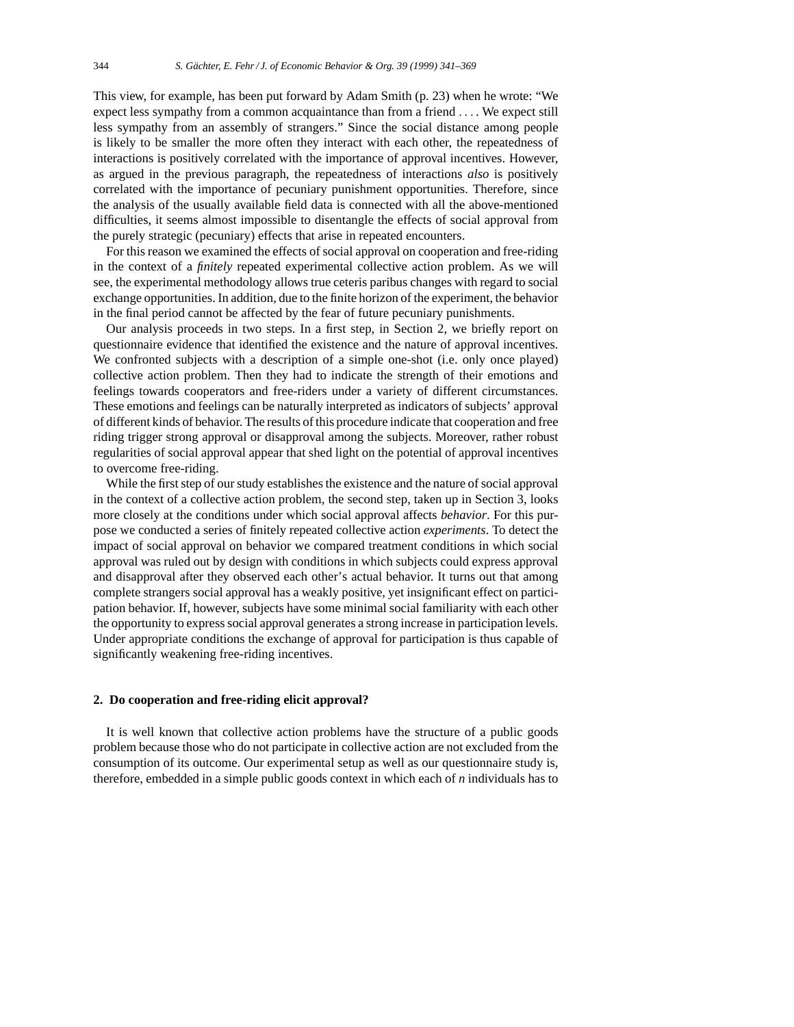This view, for example, has been put forward by Adam Smith (p. 23) when he wrote: "We expect less sympathy from a common acquaintance than from a friend .... We expect still less sympathy from an assembly of strangers." Since the social distance among people is likely to be smaller the more often they interact with each other, the repeatedness of interactions is positively correlated with the importance of approval incentives. However, as argued in the previous paragraph, the repeatedness of interactions *also* is positively correlated with the importance of pecuniary punishment opportunities. Therefore, since the analysis of the usually available field data is connected with all the above-mentioned difficulties, it seems almost impossible to disentangle the effects of social approval from the purely strategic (pecuniary) effects that arise in repeated encounters.

For this reason we examined the effects of social approval on cooperation and free-riding in the context of a *finitely* repeated experimental collective action problem. As we will see, the experimental methodology allows true ceteris paribus changes with regard to social exchange opportunities. In addition, due to the finite horizon of the experiment, the behavior in the final period cannot be affected by the fear of future pecuniary punishments.

Our analysis proceeds in two steps. In a first step, in Section 2, we briefly report on questionnaire evidence that identified the existence and the nature of approval incentives. We confronted subjects with a description of a simple one-shot (i.e. only once played) collective action problem. Then they had to indicate the strength of their emotions and feelings towards cooperators and free-riders under a variety of different circumstances. These emotions and feelings can be naturally interpreted as indicators of subjects' approval of different kinds of behavior. The results of this procedure indicate that cooperation and free riding trigger strong approval or disapproval among the subjects. Moreover, rather robust regularities of social approval appear that shed light on the potential of approval incentives to overcome free-riding.

While the first step of our study establishes the existence and the nature of social approval in the context of a collective action problem, the second step, taken up in Section 3, looks more closely at the conditions under which social approval affects *behavior*. For this purpose we conducted a series of finitely repeated collective action *experiments*. To detect the impact of social approval on behavior we compared treatment conditions in which social approval was ruled out by design with conditions in which subjects could express approval and disapproval after they observed each other's actual behavior. It turns out that among complete strangers social approval has a weakly positive, yet insignificant effect on participation behavior. If, however, subjects have some minimal social familiarity with each other the opportunity to express social approval generates a strong increase in participation levels. Under appropriate conditions the exchange of approval for participation is thus capable of significantly weakening free-riding incentives.

## 2. Do cooperation and free-riding elicit approval?

It is well known that collective action problems have the structure of a public goods problem because those who do not participate in collective action are not excluded from the consumption of its outcome. Our experimental setup as well as our questionnaire study is, therefore, embedded in a simple public goods context in which each of $n$ individuals has to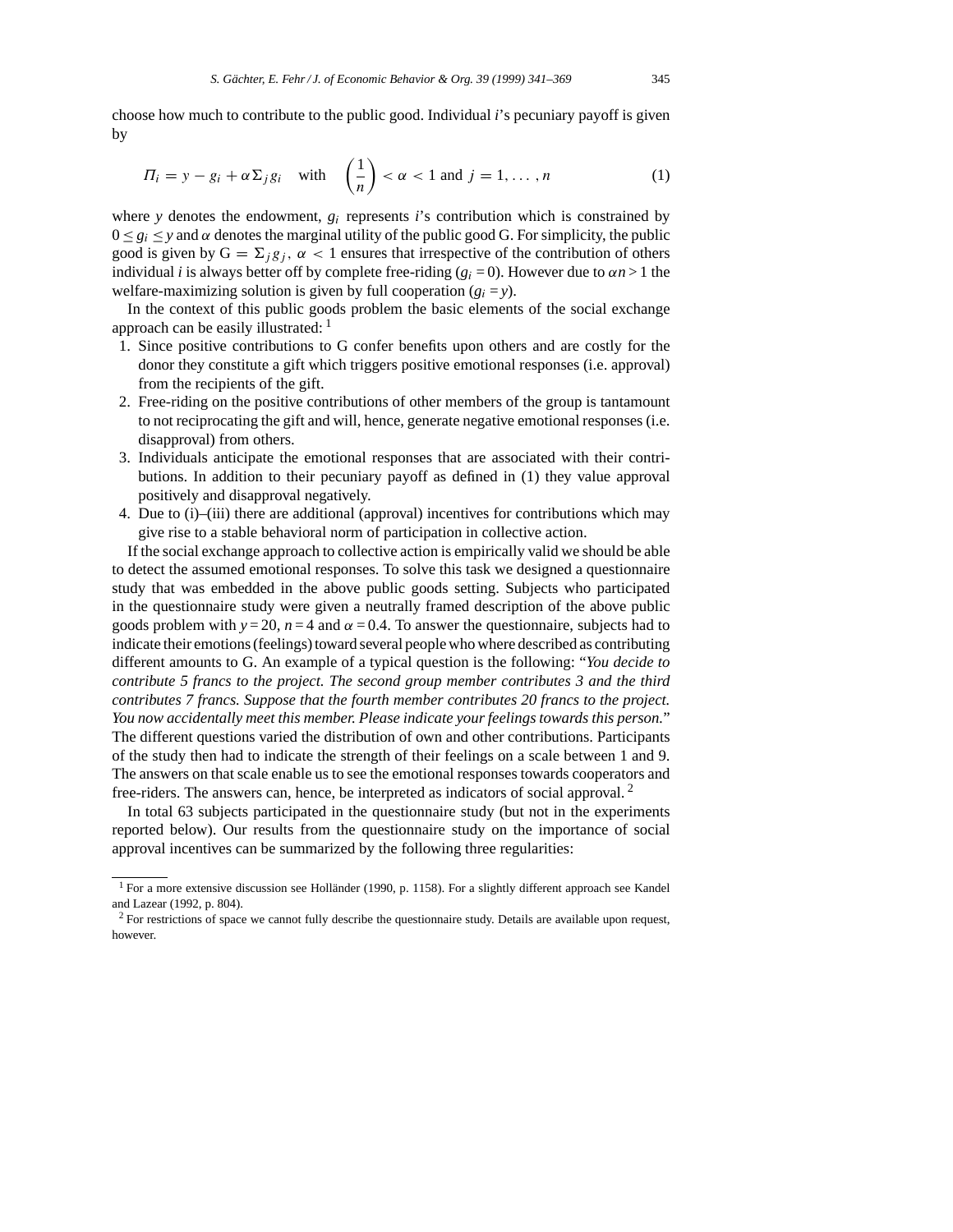choose how much to contribute to the public good. Individual $i$'s pecuniary payoff is given by

$$\Pi_i = y - g_i + \alpha \Sigma_j g_i \quad \text{with} \quad \left(\frac{1}{n}\right) < \alpha < 1 \text{ and } j = 1, \ldots, n \tag{1}$$

where $y$ denotes the endowment, $g_i$ represents $i$'s contribution which is constrained by $0 \leq g_i \leq y$ and $\alpha$ denotes the marginal utility of the public good G. For simplicity, the public good is given by $G = \Sigma_j g_j$, $\alpha < 1$ ensures that irrespective of the contribution of others individual $i$ is always better off by complete free-riding ($g_i = 0$). However due to $\alpha n > 1$ the welfare-maximizing solution is given by full cooperation ($g_i = y$).

In the context of this public goods problem the basic elements of the social exchange approach can be easily illustrated: [1]

1. Since positive contributions to G confer benefits upon others and are costly for the donor they constitute a gift which triggers positive emotional responses (i.e. approval) from the recipients of the gift.
2. Free-riding on the positive contributions of other members of the group is tantamount to not reciprocating the gift and will, hence, generate negative emotional responses (i.e. disapproval) from others.
3. Individuals anticipate the emotional responses that are associated with their contributions. In addition to their pecuniary payoff as defined in (1) they value approval positively and disapproval negatively.
4. Due to (i)–(iii) there are additional (approval) incentives for contributions which may give rise to a stable behavioral norm of participation in collective action.

If the social exchange approach to collective action is empirically valid we should be able to detect the assumed emotional responses. To solve this task we designed a questionnaire study that was embedded in the above public goods setting. Subjects who participated in the questionnaire study were given a neutrally framed description of the above public goods problem with $y = 20$, $n = 4$ and $\alpha = 0.4$. To answer the questionnaire, subjects had to indicate their emotions (feelings) toward several people who where described as contributing different amounts to G. An example of a typical question is the following: "*You decide to contribute 5 francs to the project. The second group member contributes 3 and the third contributes 7 francs. Suppose that the fourth member contributes 20 francs to the project. You now accidentally meet this member. Please indicate your feelings towards this person.*" The different questions varied the distribution of own and other contributions. Participants of the study then had to indicate the strength of their feelings on a scale between 1 and 9. The answers on that scale enable us to see the emotional responses towards cooperators and free-riders. The answers can, hence, be interpreted as indicators of social approval. [2]

In total 63 subjects participated in the questionnaire study (but not in the experiments reported below). Our results from the questionnaire study on the importance of social approval incentives can be summarized by the following three regularities:

---

[1] For a more extensive discussion see Holländer (1990, p. 1158). For a slightly different approach see Kandel and Lazear (1992, p. 804).

[2] For restrictions of space we cannot fully describe the questionnaire study. Details are available upon request, however.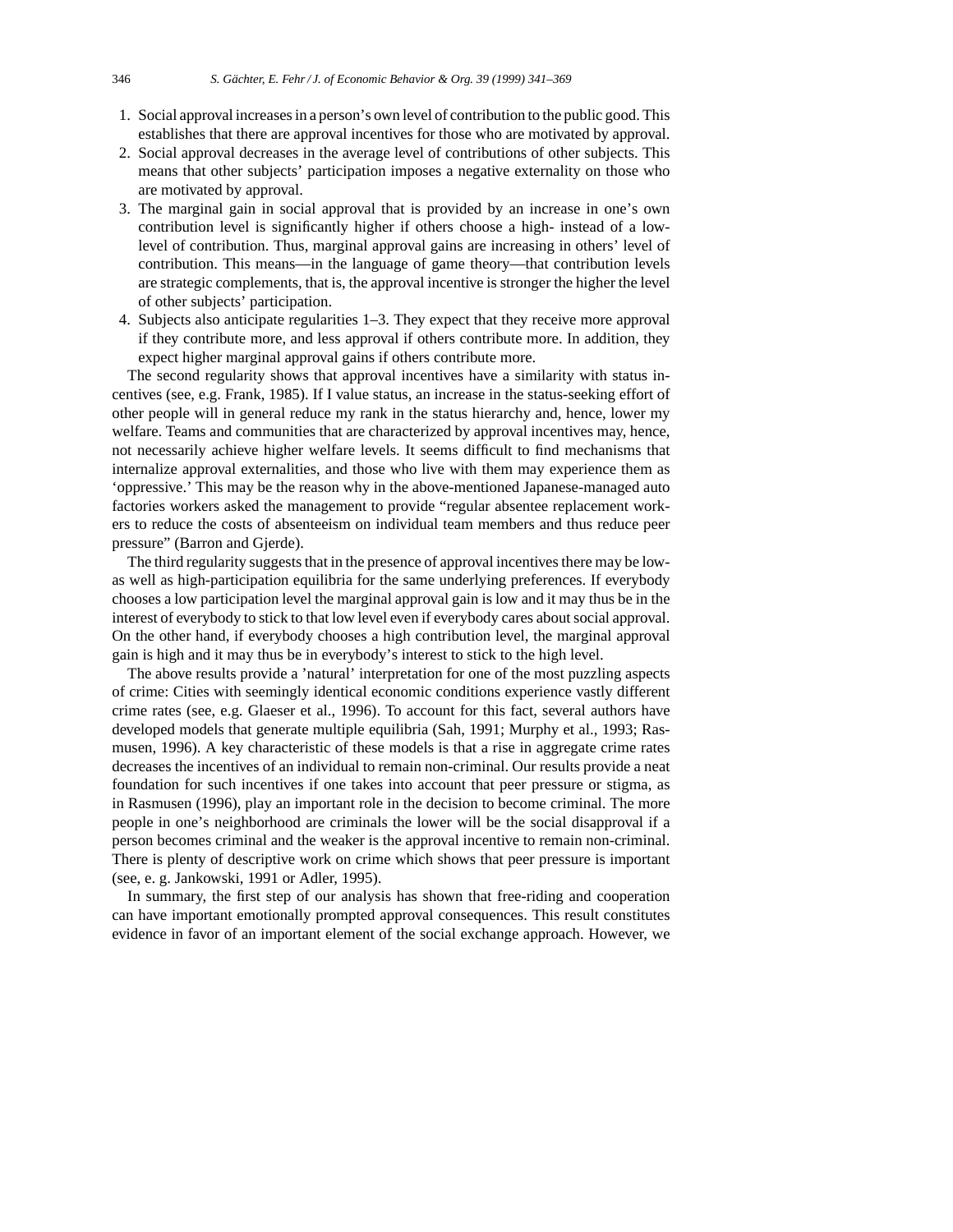1. Social approval increases in a person's own level of contribution to the public good. This establishes that there are approval incentives for those who are motivated by approval.
2. Social approval decreases in the average level of contributions of other subjects. This means that other subjects' participation imposes a negative externality on those who are motivated by approval.
3. The marginal gain in social approval that is provided by an increase in one's own contribution level is significantly higher if others choose a high- instead of a low-level of contribution. Thus, marginal approval gains are increasing in others' level of contribution. This means—in the language of game theory—that contribution levels are strategic complements, that is, the approval incentive is stronger the higher the level of other subjects' participation.
4. Subjects also anticipate regularities 1–3. They expect that they receive more approval if they contribute more, and less approval if others contribute more. In addition, they expect higher marginal approval gains if others contribute more.

The second regularity shows that approval incentives have a similarity with status incentives (see, e.g. Frank, 1985). If I value status, an increase in the status-seeking effort of other people will in general reduce my rank in the status hierarchy and, hence, lower my welfare. Teams and communities that are characterized by approval incentives may, hence, not necessarily achieve higher welfare levels. It seems difficult to find mechanisms that internalize approval externalities, and those who live with them may experience them as 'oppressive.' This may be the reason why in the above-mentioned Japanese-managed auto factories workers asked the management to provide "regular absentee replacement workers to reduce the costs of absenteeism on individual team members and thus reduce peer pressure" (Barron and Gjerde).

The third regularity suggests that in the presence of approval incentives there may be low- as well as high-participation equilibria for the same underlying preferences. If everybody chooses a low participation level the marginal approval gain is low and it may thus be in the interest of everybody to stick to that low level even if everybody cares about social approval. On the other hand, if everybody chooses a high contribution level, the marginal approval gain is high and it may thus be in everybody's interest to stick to the high level.

The above results provide a 'natural' interpretation for one of the most puzzling aspects of crime: Cities with seemingly identical economic conditions experience vastly different crime rates (see, e.g. Glaeser et al., 1996). To account for this fact, several authors have developed models that generate multiple equilibria (Sah, 1991; Murphy et al., 1993; Rasmusen, 1996). A key characteristic of these models is that a rise in aggregate crime rates decreases the incentives of an individual to remain non-criminal. Our results provide a neat foundation for such incentives if one takes into account that peer pressure or stigma, as in Rasmusen (1996), play an important role in the decision to become criminal. The more people in one's neighborhood are criminals the lower will be the social disapproval if a person becomes criminal and the weaker is the approval incentive to remain non-criminal. There is plenty of descriptive work on crime which shows that peer pressure is important (see, e. g. Jankowski, 1991 or Adler, 1995).

In summary, the first step of our analysis has shown that free-riding and cooperation can have important emotionally prompted approval consequences. This result constitutes evidence in favor of an important element of the social exchange approach. However, we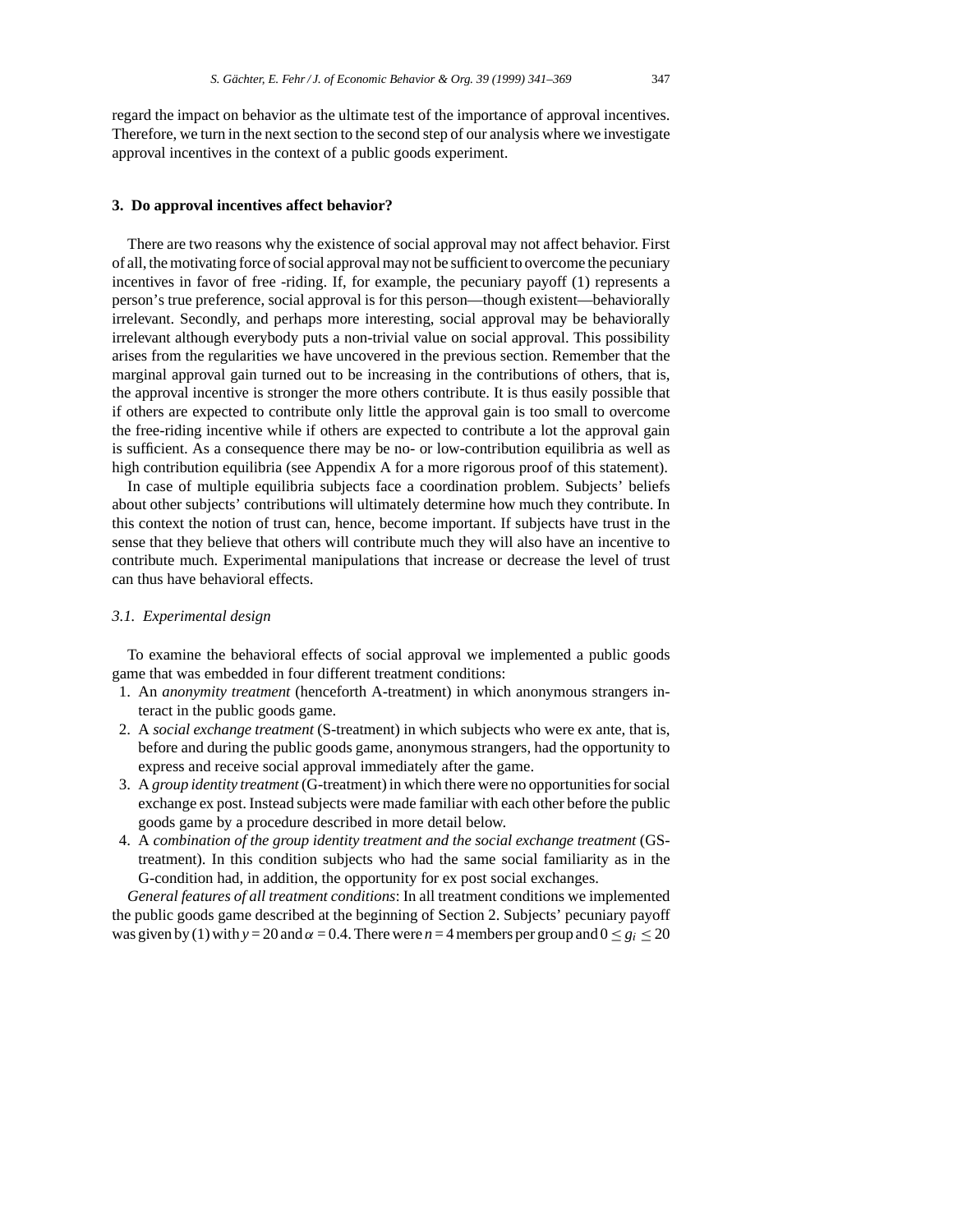regard the impact on behavior as the ultimate test of the importance of approval incentives. Therefore, we turn in the next section to the second step of our analysis where we investigate approval incentives in the context of a public goods experiment.

## 3. Do approval incentives affect behavior?

There are two reasons why the existence of social approval may not affect behavior. First of all, the motivating force of social approval may not be sufficient to overcome the pecuniary incentives in favor of free -riding. If, for example, the pecuniary payoff (1) represents a person's true preference, social approval is for this person—though existent—behaviorally irrelevant. Secondly, and perhaps more interesting, social approval may be behaviorally irrelevant although everybody puts a non-trivial value on social approval. This possibility arises from the regularities we have uncovered in the previous section. Remember that the marginal approval gain turned out to be increasing in the contributions of others, that is, the approval incentive is stronger the more others contribute. It is thus easily possible that if others are expected to contribute only little the approval gain is too small to overcome the free-riding incentive while if others are expected to contribute a lot the approval gain is sufficient. As a consequence there may be no- or low-contribution equilibria as well as high contribution equilibria (see Appendix A for a more rigorous proof of this statement).

In case of multiple equilibria subjects face a coordination problem. Subjects' beliefs about other subjects' contributions will ultimately determine how much they contribute. In this context the notion of trust can, hence, become important. If subjects have trust in the sense that they believe that others will contribute much they will also have an incentive to contribute much. Experimental manipulations that increase or decrease the level of trust can thus have behavioral effects.

### 3.1. Experimental design

To examine the behavioral effects of social approval we implemented a public goods game that was embedded in four different treatment conditions:

1. An *anonymity treatment* (henceforth A-treatment) in which anonymous strangers interact in the public goods game.
2. A *social exchange treatment* (S-treatment) in which subjects who were ex ante, that is, before and during the public goods game, anonymous strangers, had the opportunity to express and receive social approval immediately after the game.
3. A *group identity treatment* (G-treatment) in which there were no opportunities for social exchange ex post. Instead subjects were made familiar with each other before the public goods game by a procedure described in more detail below.
4. A *combination of the group identity treatment and the social exchange treatment* (GS-treatment). In this condition subjects who had the same social familiarity as in the G-condition had, in addition, the opportunity for ex post social exchanges.

*General features of all treatment conditions*: In all treatment conditions we implemented the public goods game described at the beginning of Section 2. Subjects' pecuniary payoff was given by (1) with $y = 20$ and $\alpha = 0.4$. There were $n = 4$ members per group and $0 \leq g_i \leq 20$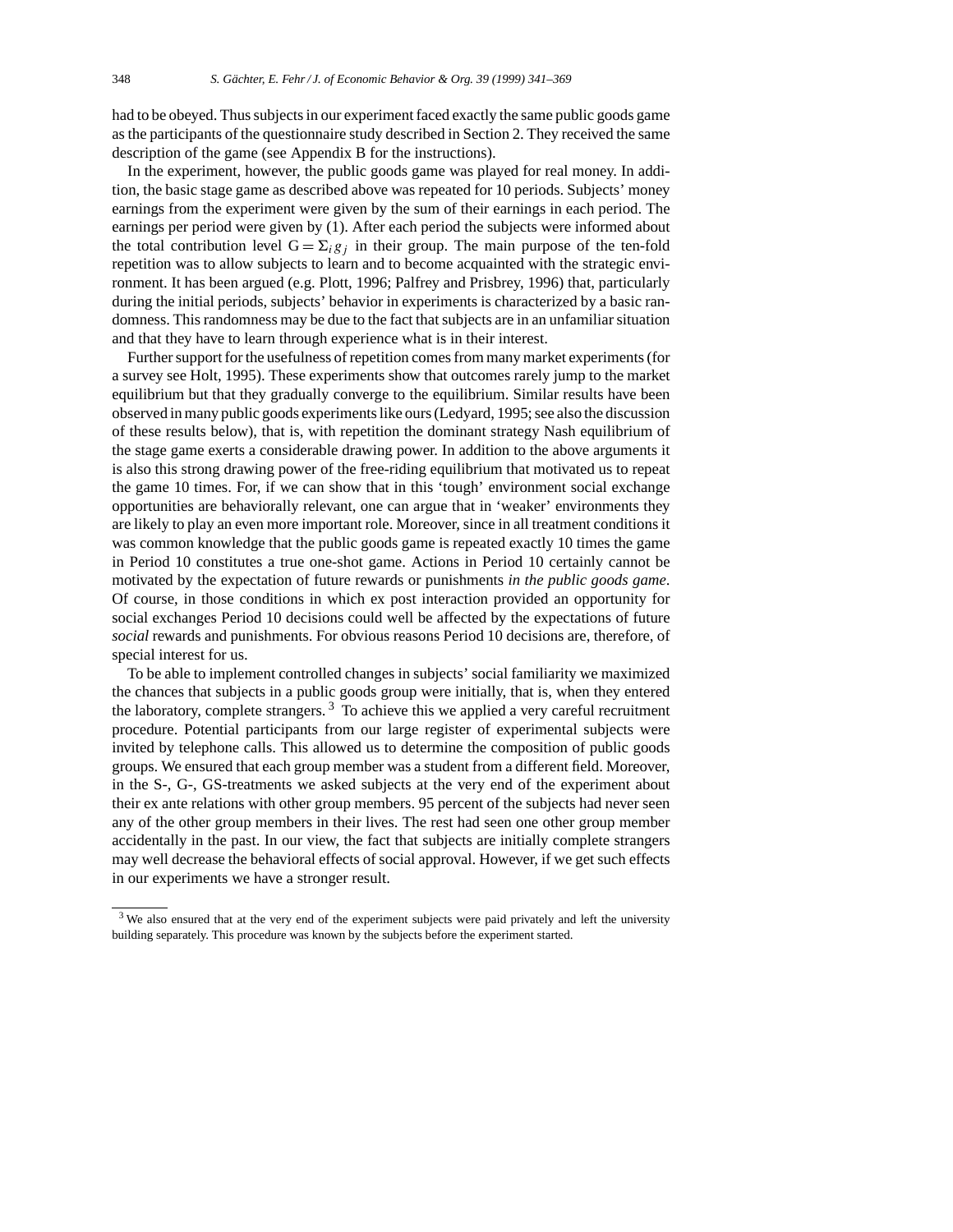had to be obeyed. Thus subjects in our experiment faced exactly the same public goods game as the participants of the questionnaire study described in Section 2. They received the same description of the game (see Appendix B for the instructions).

In the experiment, however, the public goods game was played for real money. In addition, the basic stage game as described above was repeated for 10 periods. Subjects' money earnings from the experiment were given by the sum of their earnings in each period. The earnings per period were given by (1). After each period the subjects were informed about the total contribution level $G = \Sigma_i g_j$ in their group. The main purpose of the ten-fold repetition was to allow subjects to learn and to become acquainted with the strategic environment. It has been argued (e.g. Plott, 1996; Palfrey and Prisbrey, 1996) that, particularly during the initial periods, subjects' behavior in experiments is characterized by a basic randomness. This randomness may be due to the fact that subjects are in an unfamiliar situation and that they have to learn through experience what is in their interest.

Further support for the usefulness of repetition comes from many market experiments (for a survey see Holt, 1995). These experiments show that outcomes rarely jump to the market equilibrium but that they gradually converge to the equilibrium. Similar results have been observed in many public goods experiments like ours (Ledyard, 1995; see also the discussion of these results below), that is, with repetition the dominant strategy Nash equilibrium of the stage game exerts a considerable drawing power. In addition to the above arguments it is also this strong drawing power of the free-riding equilibrium that motivated us to repeat the game 10 times. For, if we can show that in this 'tough' environment social exchange opportunities are behaviorally relevant, one can argue that in 'weaker' environments they are likely to play an even more important role. Moreover, since in all treatment conditions it was common knowledge that the public goods game is repeated exactly 10 times the game in Period 10 constitutes a true one-shot game. Actions in Period 10 certainly cannot be motivated by the expectation of future rewards or punishments *in the public goods game*. Of course, in those conditions in which ex post interaction provided an opportunity for social exchanges Period 10 decisions could well be affected by the expectations of future *social* rewards and punishments. For obvious reasons Period 10 decisions are, therefore, of special interest for us.

To be able to implement controlled changes in subjects' social familiarity we maximized the chances that subjects in a public goods group were initially, that is, when they entered the laboratory, complete strangers. [3] To achieve this we applied a very careful recruitment procedure. Potential participants from our large register of experimental subjects were invited by telephone calls. This allowed us to determine the composition of public goods groups. We ensured that each group member was a student from a different field. Moreover, in the S-, G-, GS-treatments we asked subjects at the very end of the experiment about their ex ante relations with other group members. 95 percent of the subjects had never seen any of the other group members in their lives. The rest had seen one other group member accidentally in the past. In our view, the fact that subjects are initially complete strangers may well decrease the behavioral effects of social approval. However, if we get such effects in our experiments we have a stronger result.

[3] We also ensured that at the very end of the experiment subjects were paid privately and left the university building separately. This procedure was known by the subjects before the experiment started.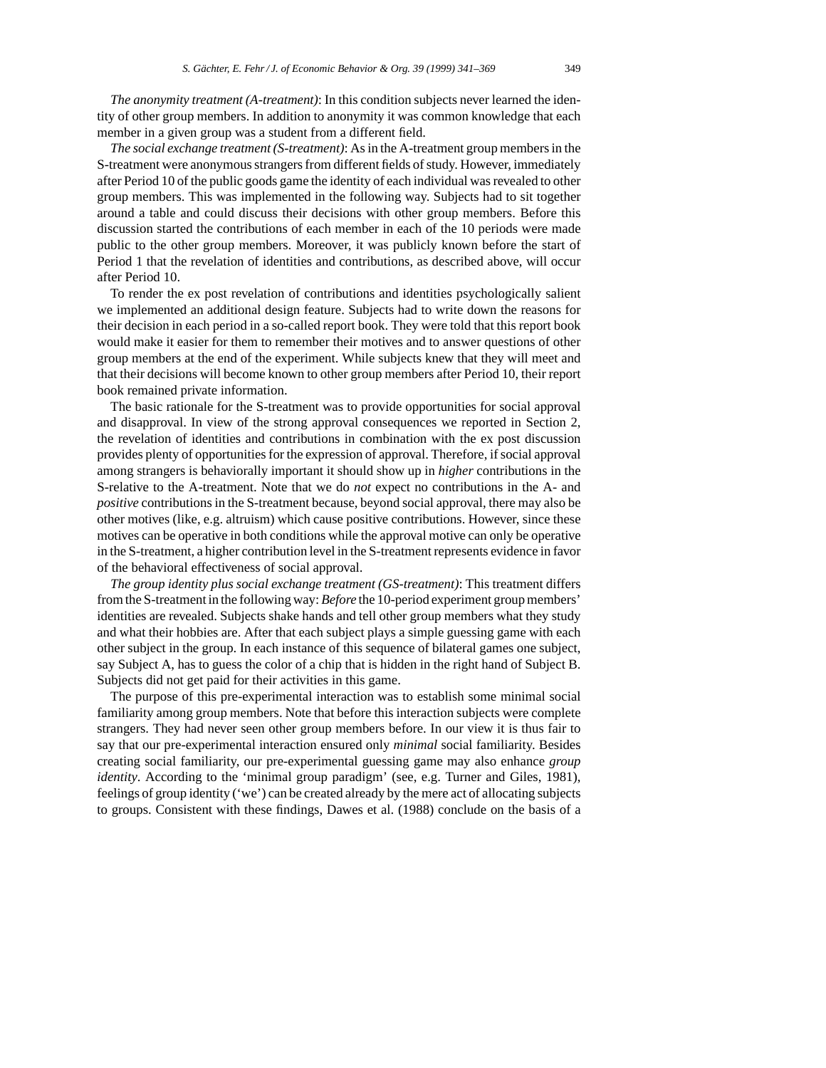*The anonymity treatment (A-treatment)*: In this condition subjects never learned the identity of other group members. In addition to anonymity it was common knowledge that each member in a given group was a student from a different field.

*The social exchange treatment (S-treatment)*: As in the A-treatment group members in the S-treatment were anonymous strangers from different fields of study. However, immediately after Period 10 of the public goods game the identity of each individual was revealed to other group members. This was implemented in the following way. Subjects had to sit together around a table and could discuss their decisions with other group members. Before this discussion started the contributions of each member in each of the 10 periods were made public to the other group members. Moreover, it was publicly known before the start of Period 1 that the revelation of identities and contributions, as described above, will occur after Period 10.

To render the ex post revelation of contributions and identities psychologically salient we implemented an additional design feature. Subjects had to write down the reasons for their decision in each period in a so-called report book. They were told that this report book would make it easier for them to remember their motives and to answer questions of other group members at the end of the experiment. While subjects knew that they will meet and that their decisions will become known to other group members after Period 10, their report book remained private information.

The basic rationale for the S-treatment was to provide opportunities for social approval and disapproval. In view of the strong approval consequences we reported in Section 2, the revelation of identities and contributions in combination with the ex post discussion provides plenty of opportunities for the expression of approval. Therefore, if social approval among strangers is behaviorally important it should show up in *higher* contributions in the S-relative to the A-treatment. Note that we do *not* expect no contributions in the A- and *positive* contributions in the S-treatment because, beyond social approval, there may also be other motives (like, e.g. altruism) which cause positive contributions. However, since these motives can be operative in both conditions while the approval motive can only be operative in the S-treatment, a higher contribution level in the S-treatment represents evidence in favor of the behavioral effectiveness of social approval.

*The group identity plus social exchange treatment (GS-treatment)*: This treatment differs from the S-treatment in the following way: *Before* the 10-period experiment group members' identities are revealed. Subjects shake hands and tell other group members what they study and what their hobbies are. After that each subject plays a simple guessing game with each other subject in the group. In each instance of this sequence of bilateral games one subject, say Subject A, has to guess the color of a chip that is hidden in the right hand of Subject B. Subjects did not get paid for their activities in this game.

The purpose of this pre-experimental interaction was to establish some minimal social familiarity among group members. Note that before this interaction subjects were complete strangers. They had never seen other group members before. In our view it is thus fair to say that our pre-experimental interaction ensured only *minimal* social familiarity. Besides creating social familiarity, our pre-experimental guessing game may also enhance *group identity*. According to the 'minimal group paradigm' (see, e.g. Turner and Giles, 1981), feelings of group identity ('we') can be created already by the mere act of allocating subjects to groups. Consistent with these findings, Dawes et al. (1988) conclude on the basis of a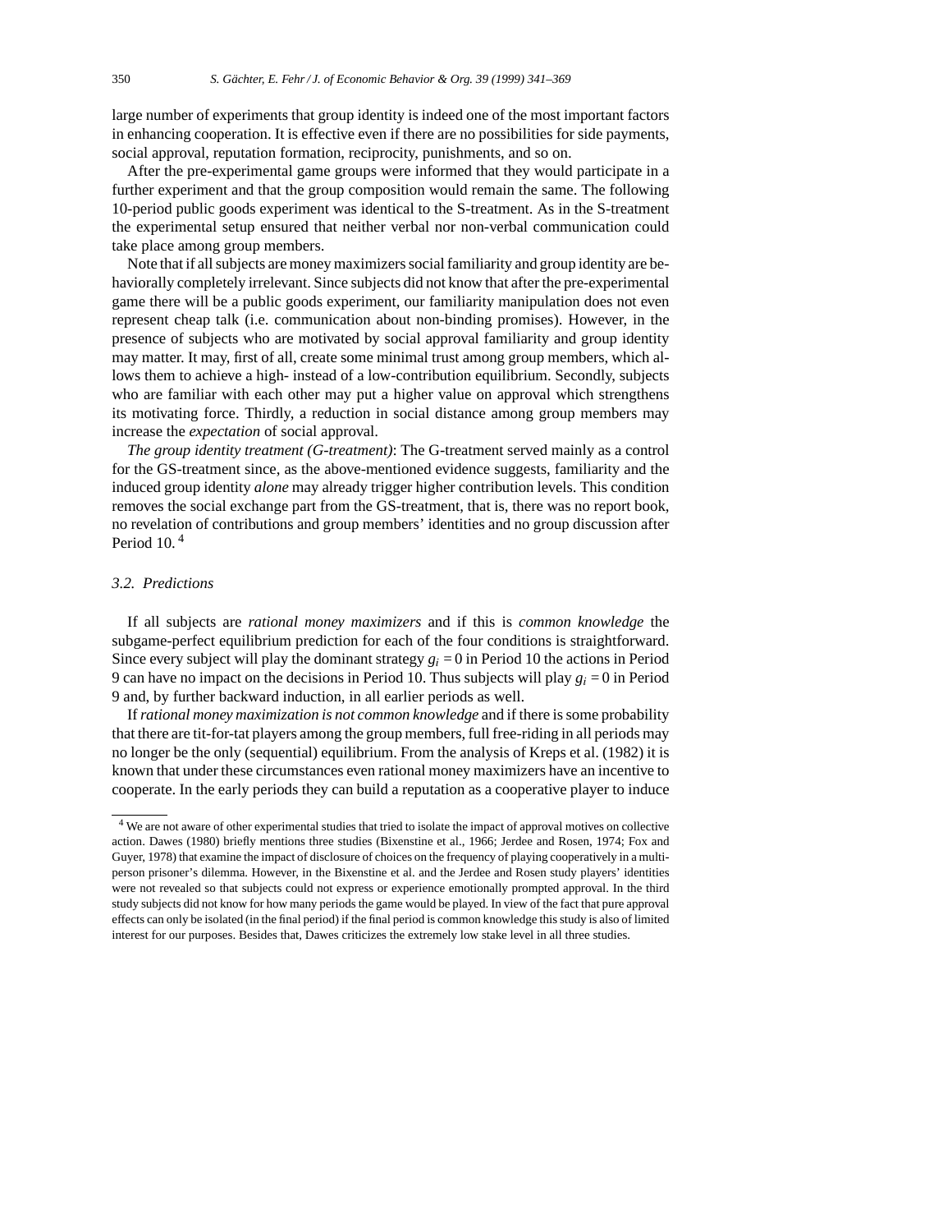large number of experiments that group identity is indeed one of the most important factors in enhancing cooperation. It is effective even if there are no possibilities for side payments, social approval, reputation formation, reciprocity, punishments, and so on.

After the pre-experimental game groups were informed that they would participate in a further experiment and that the group composition would remain the same. The following 10-period public goods experiment was identical to the S-treatment. As in the S-treatment the experimental setup ensured that neither verbal nor non-verbal communication could take place among group members.

Note that if all subjects are money maximizers social familiarity and group identity are behaviorally completely irrelevant. Since subjects did not know that after the pre-experimental game there will be a public goods experiment, our familiarity manipulation does not even represent cheap talk (i.e. communication about non-binding promises). However, in the presence of subjects who are motivated by social approval familiarity and group identity may matter. It may, first of all, create some minimal trust among group members, which allows them to achieve a high- instead of a low-contribution equilibrium. Secondly, subjects who are familiar with each other may put a higher value on approval which strengthens its motivating force. Thirdly, a reduction in social distance among group members may increase the *expectation* of social approval.

*The group identity treatment (G-treatment)*: The G-treatment served mainly as a control for the GS-treatment since, as the above-mentioned evidence suggests, familiarity and the induced group identity *alone* may already trigger higher contribution levels. This condition removes the social exchange part from the GS-treatment, that is, there was no report book, no revelation of contributions and group members' identities and no group discussion after Period 10. [4]

### 3.2. Predictions

If all subjects are *rational money maximizers* and if this is *common knowledge* the subgame-perfect equilibrium prediction for each of the four conditions is straightforward. Since every subject will play the dominant strategy $g_i = 0$ in Period 10 the actions in Period 9 can have no impact on the decisions in Period 10. Thus subjects will play $g_i = 0$ in Period 9 and, by further backward induction, in all earlier periods as well.

If *rational money maximization is not common knowledge* and if there is some probability that there are tit-for-tat players among the group members, full free-riding in all periods may no longer be the only (sequential) equilibrium. From the analysis of Kreps et al. (1982) it is known that under these circumstances even rational money maximizers have an incentive to cooperate. In the early periods they can build a reputation as a cooperative player to induce

[4] We are not aware of other experimental studies that tried to isolate the impact of approval motives on collective action. Dawes (1980) briefly mentions three studies (Bixenstine et al., 1966; Jerdee and Rosen, 1974; Fox and Guyer, 1978) that examine the impact of disclosure of choices on the frequency of playing cooperatively in a multi-person prisoner's dilemma. However, in the Bixenstine et al. and the Jerdee and Rosen study players' identities were not revealed so that subjects could not express or experience emotionally prompted approval. In the third study subjects did not know for how many periods the game would be played. In view of the fact that pure approval effects can only be isolated (in the final period) if the final period is common knowledge this study is also of limited interest for our purposes. Besides that, Dawes criticizes the extremely low stake level in all three studies.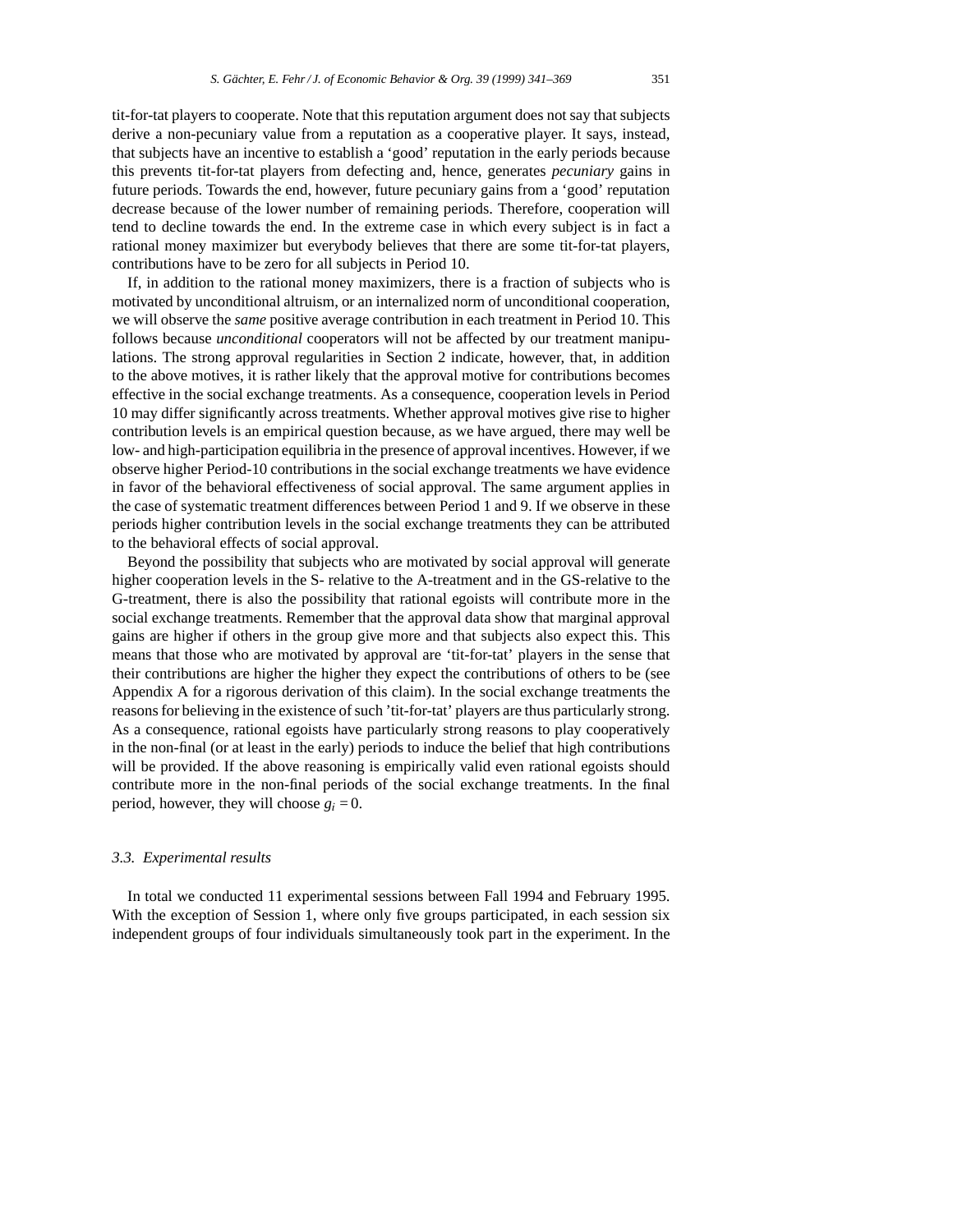tit-for-tat players to cooperate. Note that this reputation argument does not say that subjects derive a non-pecuniary value from a reputation as a cooperative player. It says, instead, that subjects have an incentive to establish a 'good' reputation in the early periods because this prevents tit-for-tat players from defecting and, hence, generates *pecuniary* gains in future periods. Towards the end, however, future pecuniary gains from a 'good' reputation decrease because of the lower number of remaining periods. Therefore, cooperation will tend to decline towards the end. In the extreme case in which every subject is in fact a rational money maximizer but everybody believes that there are some tit-for-tat players, contributions have to be zero for all subjects in Period 10.

If, in addition to the rational money maximizers, there is a fraction of subjects who is motivated by unconditional altruism, or an internalized norm of unconditional cooperation, we will observe the *same* positive average contribution in each treatment in Period 10. This follows because *unconditional* cooperators will not be affected by our treatment manipulations. The strong approval regularities in Section 2 indicate, however, that, in addition to the above motives, it is rather likely that the approval motive for contributions becomes effective in the social exchange treatments. As a consequence, cooperation levels in Period 10 may differ significantly across treatments. Whether approval motives give rise to higher contribution levels is an empirical question because, as we have argued, there may well be low- and high-participation equilibria in the presence of approval incentives. However, if we observe higher Period-10 contributions in the social exchange treatments we have evidence in favor of the behavioral effectiveness of social approval. The same argument applies in the case of systematic treatment differences between Period 1 and 9. If we observe in these periods higher contribution levels in the social exchange treatments they can be attributed to the behavioral effects of social approval.

Beyond the possibility that subjects who are motivated by social approval will generate higher cooperation levels in the S- relative to the A-treatment and in the GS-relative to the G-treatment, there is also the possibility that rational egoists will contribute more in the social exchange treatments. Remember that the approval data show that marginal approval gains are higher if others in the group give more and that subjects also expect this. This means that those who are motivated by approval are 'tit-for-tat' players in the sense that their contributions are higher the higher they expect the contributions of others to be (see Appendix A for a rigorous derivation of this claim). In the social exchange treatments the reasons for believing in the existence of such 'tit-for-tat' players are thus particularly strong. As a consequence, rational egoists have particularly strong reasons to play cooperatively in the non-final (or at least in the early) periods to induce the belief that high contributions will be provided. If the above reasoning is empirically valid even rational egoists should contribute more in the non-final periods of the social exchange treatments. In the final period, however, they will choose $g_i = 0$.

### *3.3. Experimental results*

In total we conducted 11 experimental sessions between Fall 1994 and February 1995. With the exception of Session 1, where only five groups participated, in each session six independent groups of four individuals simultaneously took part in the experiment. In the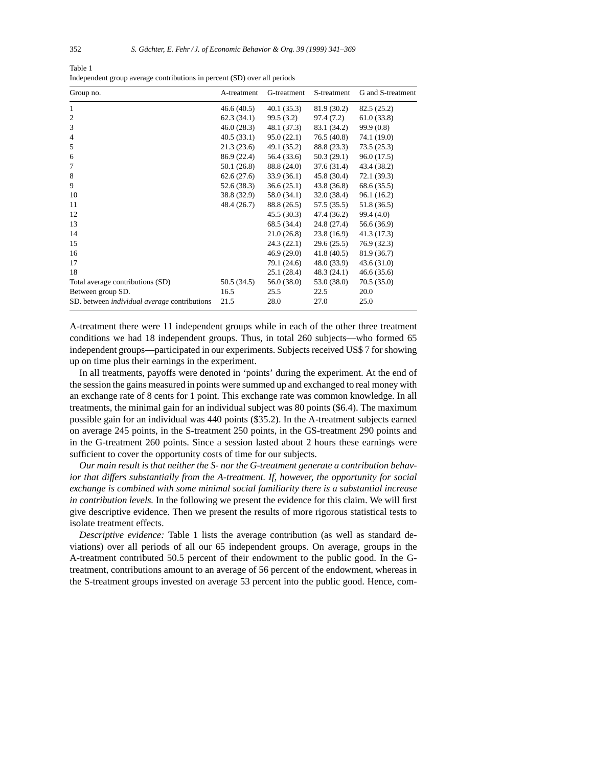Table 1
Independent group average contributions in percent (SD) over all periods

| Group no. | A-treatment | G-treatment | S-treatment | G and S-treatment |
|---|---|---|---|---|
| 1 | 46.6 (40.5) | 40.1 (35.3) | 81.9 (30.2) | 82.5 (25.2) |
| 2 | 62.3 (34.1) | 99.5 (3.2) | 97.4 (7.2) | 61.0 (33.8) |
| 3 | 46.0 (28.3) | 48.1 (37.3) | 83.1 (34.2) | 99.9 (0.8) |
| 4 | 40.5 (33.1) | 95.0 (22.1) | 76.5 (40.8) | 74.1 (19.0) |
| 5 | 21.3 (23.6) | 49.1 (35.2) | 88.8 (23.3) | 73.5 (25.3) |
| 6 | 86.9 (22.4) | 56.4 (33.6) | 50.3 (29.1) | 96.0 (17.5) |
| 7 | 50.1 (26.8) | 88.8 (24.0) | 37.6 (31.4) | 43.4 (38.2) |
| 8 | 62.6 (27.6) | 33.9 (36.1) | 45.8 (30.4) | 72.1 (39.3) |
| 9 | 52.6 (38.3) | 36.6 (25.1) | 43.8 (36.8) | 68.6 (35.5) |
| 10 | 38.8 (32.9) | 58.0 (34.1) | 32.0 (38.4) | 96.1 (16.2) |
| 11 | 48.4 (26.7) | 88.8 (26.5) | 57.5 (35.5) | 51.8 (36.5) |
| 12 | | 45.5 (30.3) | 47.4 (36.2) | 99.4 (4.0) |
| 13 | | 68.5 (34.4) | 24.8 (27.4) | 56.6 (36.9) |
| 14 | | 21.0 (26.8) | 23.8 (16.9) | 41.3 (17.3) |
| 15 | | 24.3 (22.1) | 29.6 (25.5) | 76.9 (32.3) |
| 16 | | 46.9 (29.0) | 41.8 (40.5) | 81.9 (36.7) |
| 17 | | 79.1 (24.6) | 48.0 (33.9) | 43.6 (31.0) |
| 18 | | 25.1 (28.4) | 48.3 (24.1) | 46.6 (35.6) |
| Total average contributions (SD) | 50.5 (34.5) | 56.0 (38.0) | 53.0 (38.0) | 70.5 (35.0) |
| Between group SD. | 16.5 | 25.5 | 22.5 | 20.0 |
| SD. between *individual average* contributions | 21.5 | 28.0 | 27.0 | 25.0 |

A-treatment there were 11 independent groups while in each of the other three treatment conditions we had 18 independent groups. Thus, in total 260 subjects—who formed 65 independent groups—participated in our experiments. Subjects received US$ 7 for showing up on time plus their earnings in the experiment.

In all treatments, payoffs were denoted in 'points' during the experiment. At the end of the session the gains measured in points were summed up and exchanged to real money with an exchange rate of 8 cents for 1 point. This exchange rate was common knowledge. In all treatments, the minimal gain for an individual subject was 80 points ($6.4). The maximum possible gain for an individual was 440 points ($35.2). In the A-treatment subjects earned on average 245 points, in the S-treatment 250 points, in the GS-treatment 290 points and in the G-treatment 260 points. Since a session lasted about 2 hours these earnings were sufficient to cover the opportunity costs of time for our subjects.

*Our main result is that neither the S- nor the G-treatment generate a contribution behavior that differs substantially from the A-treatment. If, however, the opportunity for social exchange is combined with some minimal social familiarity there is a substantial increase in contribution levels.* In the following we present the evidence for this claim. We will first give descriptive evidence. Then we present the results of more rigorous statistical tests to isolate treatment effects.

*Descriptive evidence:* Table 1 lists the average contribution (as well as standard deviations) over all periods of all our 65 independent groups. On average, groups in the A-treatment contributed 50.5 percent of their endowment to the public good. In the G-treatment, contributions amount to an average of 56 percent of the endowment, whereas in the S-treatment groups invested on average 53 percent into the public good. Hence, com-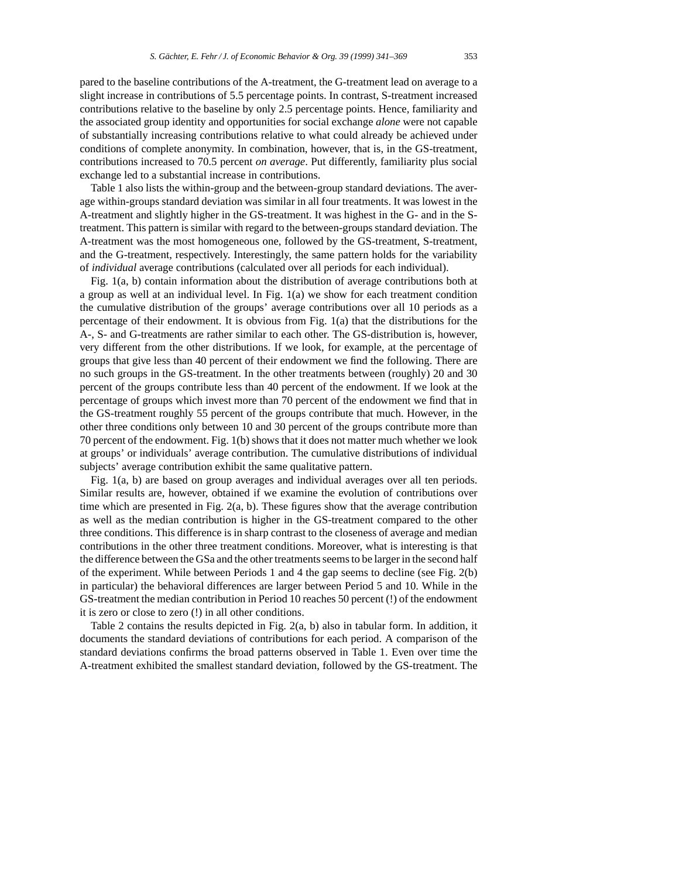pared to the baseline contributions of the A-treatment, the G-treatment lead on average to a slight increase in contributions of 5.5 percentage points. In contrast, S-treatment increased contributions relative to the baseline by only 2.5 percentage points. Hence, familiarity and the associated group identity and opportunities for social exchange *alone* were not capable of substantially increasing contributions relative to what could already be achieved under conditions of complete anonymity. In combination, however, that is, in the GS-treatment, contributions increased to 70.5 percent *on average*. Put differently, familiarity plus social exchange led to a substantial increase in contributions.

Table 1 also lists the within-group and the between-group standard deviations. The average within-groups standard deviation was similar in all four treatments. It was lowest in the A-treatment and slightly higher in the GS-treatment. It was highest in the G- and in the S-treatment. This pattern is similar with regard to the between-groups standard deviation. The A-treatment was the most homogeneous one, followed by the GS-treatment, S-treatment, and the G-treatment, respectively. Interestingly, the same pattern holds for the variability of *individual* average contributions (calculated over all periods for each individual).

Fig. 1(a, b) contain information about the distribution of average contributions both at a group as well at an individual level. In Fig. 1(a) we show for each treatment condition the cumulative distribution of the groups' average contributions over all 10 periods as a percentage of their endowment. It is obvious from Fig. 1(a) that the distributions for the A-, S- and G-treatments are rather similar to each other. The GS-distribution is, however, very different from the other distributions. If we look, for example, at the percentage of groups that give less than 40 percent of their endowment we find the following. There are no such groups in the GS-treatment. In the other treatments between (roughly) 20 and 30 percent of the groups contribute less than 40 percent of the endowment. If we look at the percentage of groups which invest more than 70 percent of the endowment we find that in the GS-treatment roughly 55 percent of the groups contribute that much. However, in the other three conditions only between 10 and 30 percent of the groups contribute more than 70 percent of the endowment. Fig. 1(b) shows that it does not matter much whether we look at groups' or individuals' average contribution. The cumulative distributions of individual subjects' average contribution exhibit the same qualitative pattern.

Fig. 1(a, b) are based on group averages and individual averages over all ten periods. Similar results are, however, obtained if we examine the evolution of contributions over time which are presented in Fig. 2(a, b). These figures show that the average contribution as well as the median contribution is higher in the GS-treatment compared to the other three conditions. This difference is in sharp contrast to the closeness of average and median contributions in the other three treatment conditions. Moreover, what is interesting is that the difference between the GSa and the other treatments seems to be larger in the second half of the experiment. While between Periods 1 and 4 the gap seems to decline (see Fig. 2(b) in particular) the behavioral differences are larger between Period 5 and 10. While in the GS-treatment the median contribution in Period 10 reaches 50 percent (!) of the endowment it is zero or close to zero (!) in all other conditions.

Table 2 contains the results depicted in Fig. 2(a, b) also in tabular form. In addition, it documents the standard deviations of contributions for each period. A comparison of the standard deviations confirms the broad patterns observed in Table 1. Even over time the A-treatment exhibited the smallest standard deviation, followed by the GS-treatment. The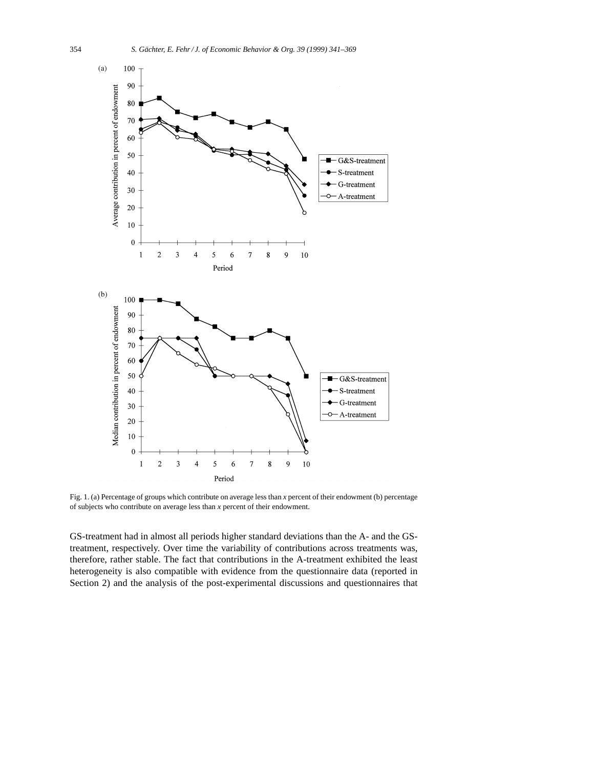Fig. 1. (a) Percentage of groups which contribute on average less than *x* percent of their endowment (b) percentage of subjects who contribute on average less than *x* percent of their endowment.

GS-treatment had in almost all periods higher standard deviations than the A- and the GS-treatment, respectively. Over time the variability of contributions across treatments was, therefore, rather stable. The fact that contributions in the A-treatment exhibited the least heterogeneity is also compatible with evidence from the questionnaire data (reported in Section 2) and the analysis of the post-experimental discussions and questionnaires that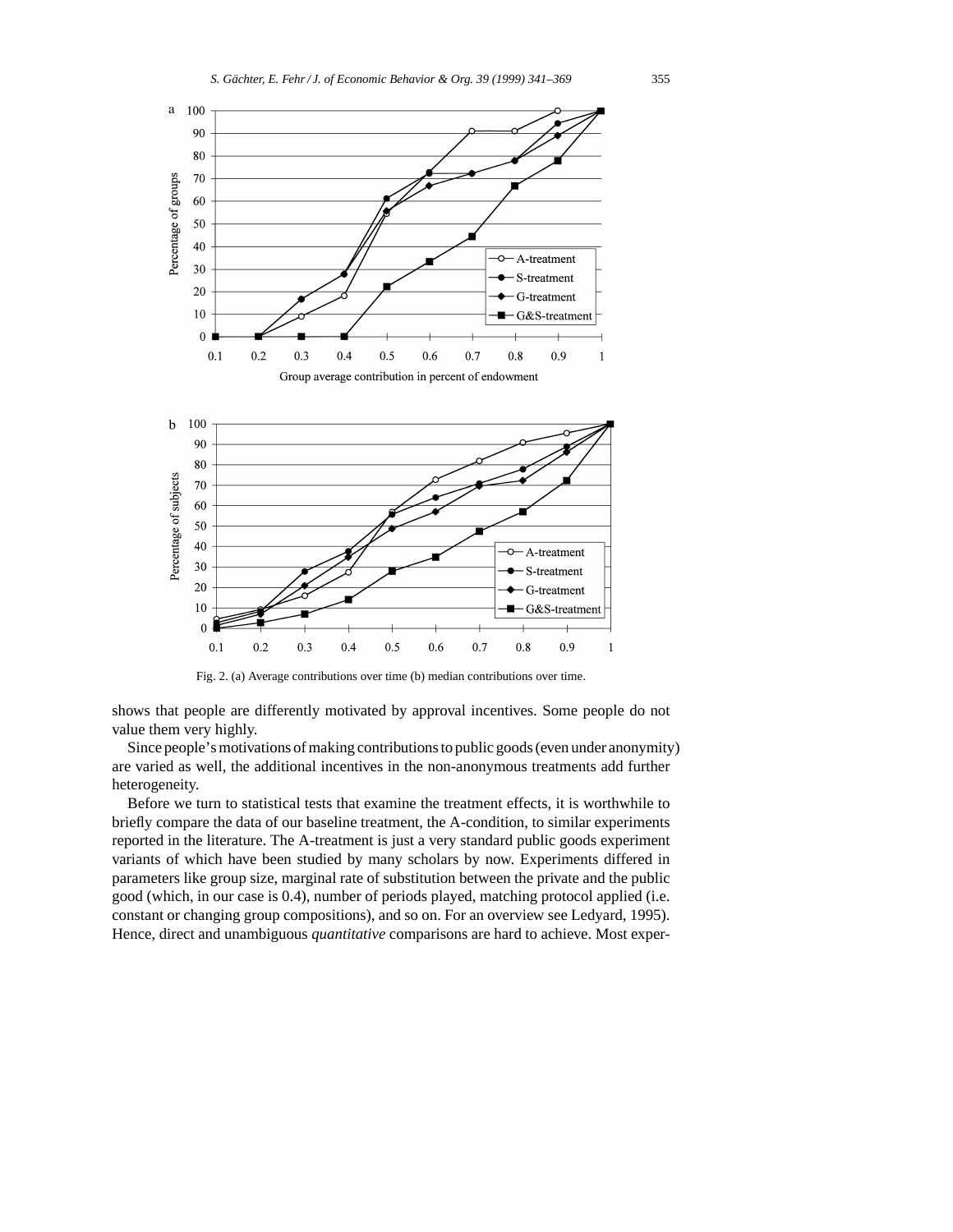Fig. 2. (a) Average contributions over time (b) median contributions over time.

shows that people are differently motivated by approval incentives. Some people do not value them very highly.

Since people's motivations of making contributions to public goods (even under anonymity) are varied as well, the additional incentives in the non-anonymous treatments add further heterogeneity.

Before we turn to statistical tests that examine the treatment effects, it is worthwhile to briefly compare the data of our baseline treatment, the A-condition, to similar experiments reported in the literature. The A-treatment is just a very standard public goods experiment variants of which have been studied by many scholars by now. Experiments differed in parameters like group size, marginal rate of substitution between the private and the public good (which, in our case is 0.4), number of periods played, matching protocol applied (i.e. constant or changing group compositions), and so on. For an overview see Ledyard, 1995). Hence, direct and unambiguous *quantitative* comparisons are hard to achieve. Most exper-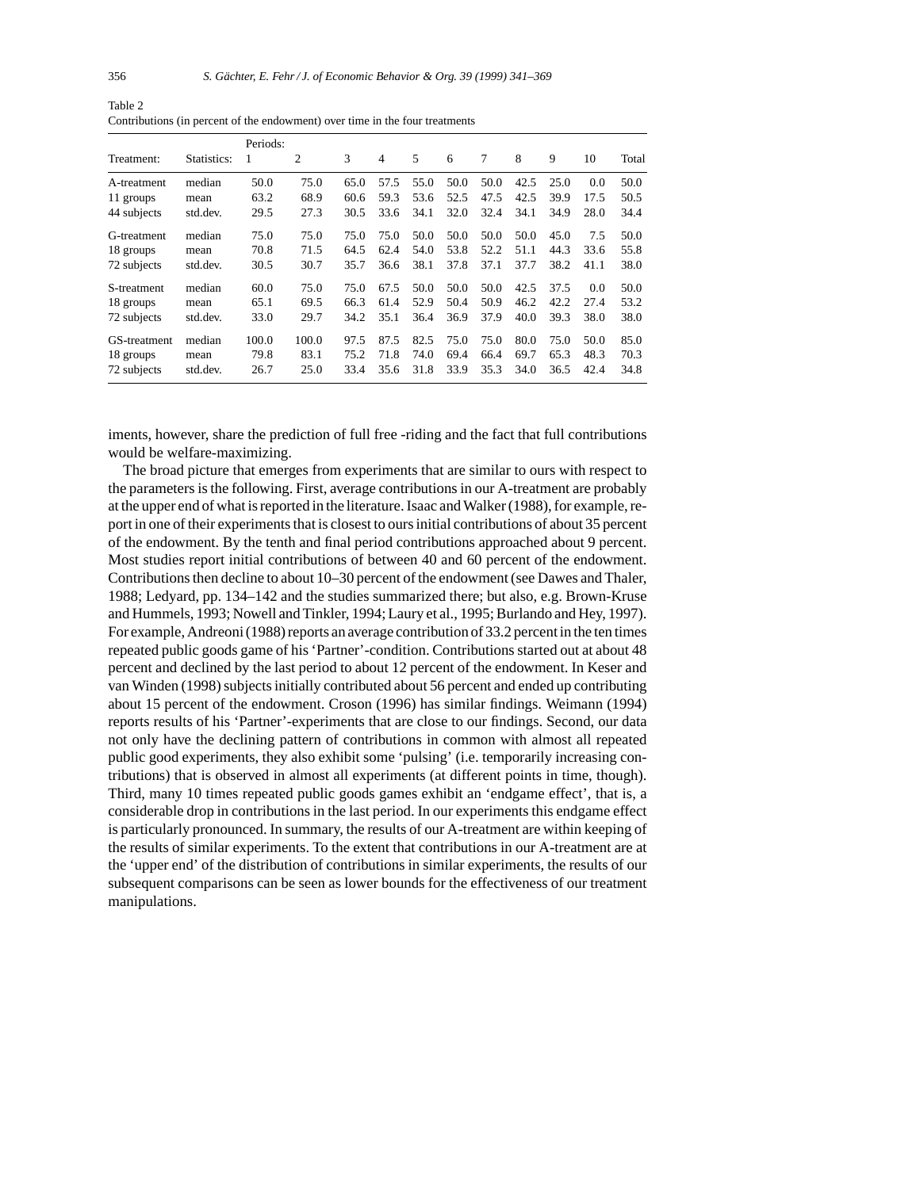Table 2
Contributions (in percent of the endowment) over time in the four treatments

| Treatment: | Statistics: | Periods: 1 | 2 | 3 | 4 | 5 | 6 | 7 | 8 | 9 | 10 | Total |
|---|---|---|---|---|---|---|---|---|---|---|---|---|
| A-treatment | median | 50.0 | 75.0 | 65.0 | 57.5 | 55.0 | 50.0 | 50.0 | 42.5 | 25.0 | 0.0 | 50.0 |
| 11 groups | mean | 63.2 | 68.9 | 60.6 | 59.3 | 53.6 | 52.5 | 47.5 | 42.5 | 39.9 | 17.5 | 50.5 |
| 44 subjects | std.dev. | 29.5 | 27.3 | 30.5 | 33.6 | 34.1 | 32.0 | 32.4 | 34.1 | 34.9 | 28.0 | 34.4 |
| G-treatment | median | 75.0 | 75.0 | 75.0 | 75.0 | 50.0 | 50.0 | 50.0 | 50.0 | 45.0 | 7.5 | 50.0 |
| 18 groups | mean | 70.8 | 71.5 | 64.5 | 62.4 | 54.0 | 53.8 | 52.2 | 51.1 | 44.3 | 33.6 | 55.8 |
| 72 subjects | std.dev. | 30.5 | 30.7 | 35.7 | 36.6 | 38.1 | 37.8 | 37.1 | 37.7 | 38.2 | 41.1 | 38.0 |
| S-treatment | median | 60.0 | 75.0 | 75.0 | 67.5 | 50.0 | 50.0 | 50.0 | 42.5 | 37.5 | 0.0 | 50.0 |
| 18 groups | mean | 65.1 | 69.5 | 66.3 | 61.4 | 52.9 | 50.4 | 50.9 | 46.2 | 42.2 | 27.4 | 53.2 |
| 72 subjects | std.dev. | 33.0 | 29.7 | 34.2 | 35.1 | 36.4 | 36.9 | 37.9 | 40.0 | 39.3 | 38.0 | 38.0 |
| GS-treatment | median | 100.0 | 100.0 | 97.5 | 87.5 | 82.5 | 75.0 | 75.0 | 80.0 | 75.0 | 50.0 | 85.0 |
| 18 groups | mean | 79.8 | 83.1 | 75.2 | 71.8 | 74.0 | 69.4 | 66.4 | 69.7 | 65.3 | 48.3 | 70.3 |
| 72 subjects | std.dev. | 26.7 | 25.0 | 33.4 | 35.6 | 31.8 | 33.9 | 35.3 | 34.0 | 36.5 | 42.4 | 34.8 |

iments, however, share the prediction of full free -riding and the fact that full contributions would be welfare-maximizing.

The broad picture that emerges from experiments that are similar to ours with respect to the parameters is the following. First, average contributions in our A-treatment are probably at the upper end of what is reported in the literature. Isaac and Walker (1988), for example, report in one of their experiments that is closest to ours initial contributions of about 35 percent of the endowment. By the tenth and final period contributions approached about 9 percent. Most studies report initial contributions of between 40 and 60 percent of the endowment. Contributions then decline to about 10–30 percent of the endowment (see Dawes and Thaler, 1988; Ledyard, pp. 134–142 and the studies summarized there; but also, e.g. Brown-Kruse and Hummels, 1993; Nowell and Tinkler, 1994; Laury et al., 1995; Burlando and Hey, 1997). For example, Andreoni (1988) reports an average contribution of 33.2 percent in the ten times repeated public goods game of his 'Partner'-condition. Contributions started out at about 48 percent and declined by the last period to about 12 percent of the endowment. In Keser and van Winden (1998) subjects initially contributed about 56 percent and ended up contributing about 15 percent of the endowment. Croson (1996) has similar findings. Weimann (1994) reports results of his 'Partner'-experiments that are close to our findings. Second, our data not only have the declining pattern of contributions in common with almost all repeated public good experiments, they also exhibit some 'pulsing' (i.e. temporarily increasing contributions) that is observed in almost all experiments (at different points in time, though). Third, many 10 times repeated public goods games exhibit an 'endgame effect', that is, a considerable drop in contributions in the last period. In our experiments this endgame effect is particularly pronounced. In summary, the results of our A-treatment are within keeping of the results of similar experiments. To the extent that contributions in our A-treatment are at the 'upper end' of the distribution of contributions in similar experiments, the results of our subsequent comparisons can be seen as lower bounds for the effectiveness of our treatment manipulations.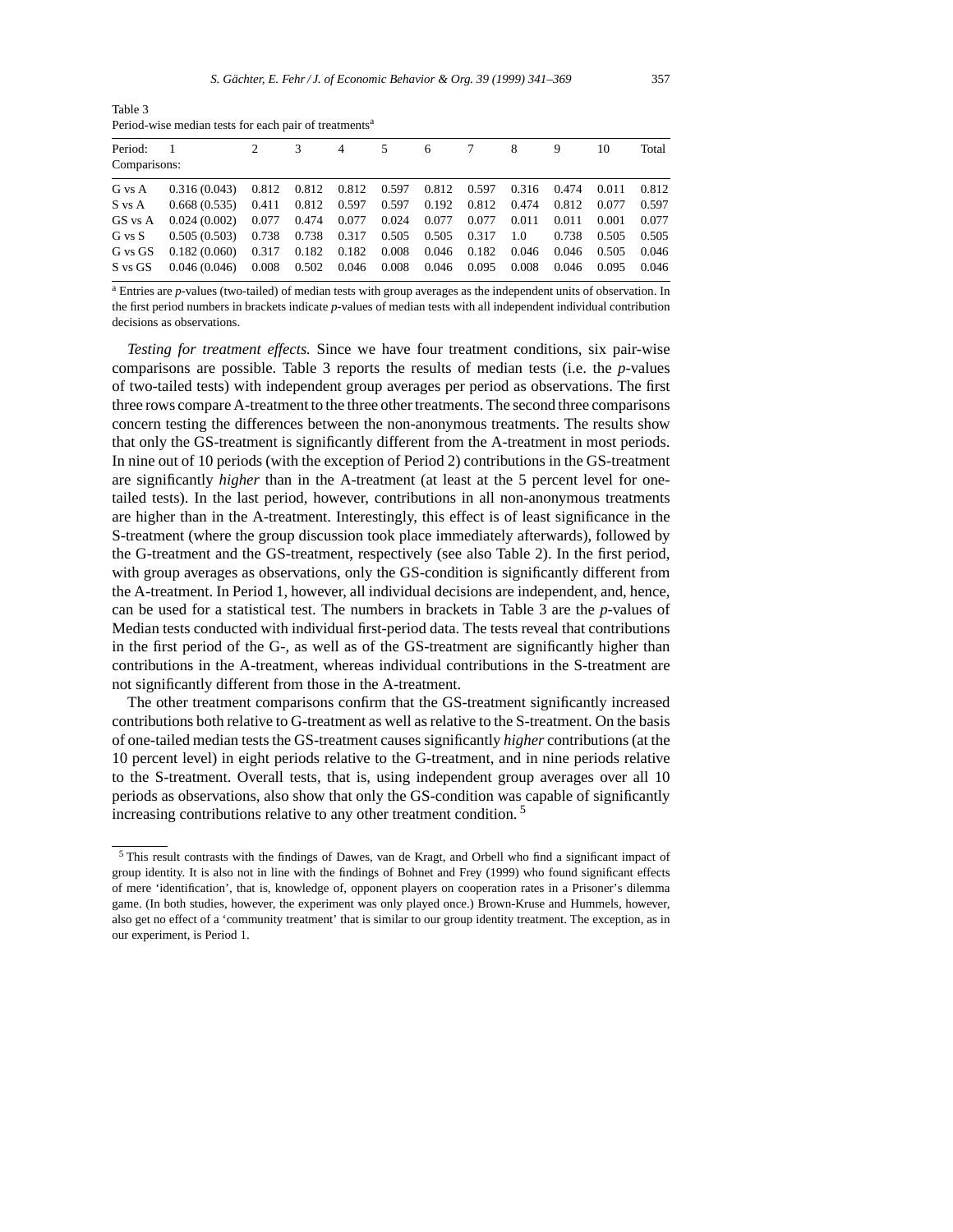Table 3
Period-wise median tests for each pair of treatments[a]

| Period: Comparisons: | 1 | 2 | 3 | 4 | 5 | 6 | 7 | 8 | 9 | 10 | Total |
|---|---|---|---|---|---|---|---|---|---|---|---|
| G vs A | 0.316 (0.043) | 0.812 | 0.812 | 0.812 | 0.597 | 0.812 | 0.597 | 0.316 | 0.474 | 0.011 | 0.812 |
| S vs A | 0.668 (0.535) | 0.411 | 0.812 | 0.597 | 0.597 | 0.192 | 0.812 | 0.474 | 0.812 | 0.077 | 0.597 |
| GS vs A | 0.024 (0.002) | 0.077 | 0.474 | 0.077 | 0.024 | 0.077 | 0.077 | 0.011 | 0.011 | 0.001 | 0.077 |
| G vs S | 0.505 (0.503) | 0.738 | 0.738 | 0.317 | 0.505 | 0.505 | 0.317 | 1.0 | 0.738 | 0.505 | 0.505 |
| G vs GS | 0.182 (0.060) | 0.317 | 0.182 | 0.182 | 0.008 | 0.046 | 0.182 | 0.046 | 0.046 | 0.505 | 0.046 |
| S vs GS | 0.046 (0.046) | 0.008 | 0.502 | 0.046 | 0.008 | 0.046 | 0.095 | 0.008 | 0.046 | 0.095 | 0.046 |

[a] Entries are *p*-values (two-tailed) of median tests with group averages as the independent units of observation. In the first period numbers in brackets indicate *p*-values of median tests with all independent individual contribution decisions as observations.

*Testing for treatment effects.* Since we have four treatment conditions, six pair-wise comparisons are possible. Table 3 reports the results of median tests (i.e. the *p*-values of two-tailed tests) with independent group averages per period as observations. The first three rows compare A-treatment to the three other treatments. The second three comparisons concern testing the differences between the non-anonymous treatments. The results show that only the GS-treatment is significantly different from the A-treatment in most periods. In nine out of 10 periods (with the exception of Period 2) contributions in the GS-treatment are significantly *higher* than in the A-treatment (at least at the 5 percent level for one-tailed tests). In the last period, however, contributions in all non-anonymous treatments are higher than in the A-treatment. Interestingly, this effect is of least significance in the S-treatment (where the group discussion took place immediately afterwards), followed by the G-treatment and the GS-treatment, respectively (see also Table 2). In the first period, with group averages as observations, only the GS-condition is significantly different from the A-treatment. In Period 1, however, all individual decisions are independent, and, hence, can be used for a statistical test. The numbers in brackets in Table 3 are the *p*-values of Median tests conducted with individual first-period data. The tests reveal that contributions in the first period of the G-, as well as of the GS-treatment are significantly higher than contributions in the A-treatment, whereas individual contributions in the S-treatment are not significantly different from those in the A-treatment.

The other treatment comparisons confirm that the GS-treatment significantly increased contributions both relative to G-treatment as well as relative to the S-treatment. On the basis of one-tailed median tests the GS-treatment causes significantly *higher* contributions (at the 10 percent level) in eight periods relative to the G-treatment, and in nine periods relative to the S-treatment. Overall tests, that is, using independent group averages over all 10 periods as observations, also show that only the GS-condition was capable of significantly increasing contributions relative to any other treatment condition.[5]

[5] This result contrasts with the findings of Dawes, van de Kragt, and Orbell who find a significant impact of group identity. It is also not in line with the findings of Bohnet and Frey (1999) who found significant effects of mere 'identification', that is, knowledge of, opponent players on cooperation rates in a Prisoner's dilemma game. (In both studies, however, the experiment was only played once.) Brown-Kruse and Hummels, however, also get no effect of a 'community treatment' that is similar to our group identity treatment. The exception, as in our experiment, is Period 1.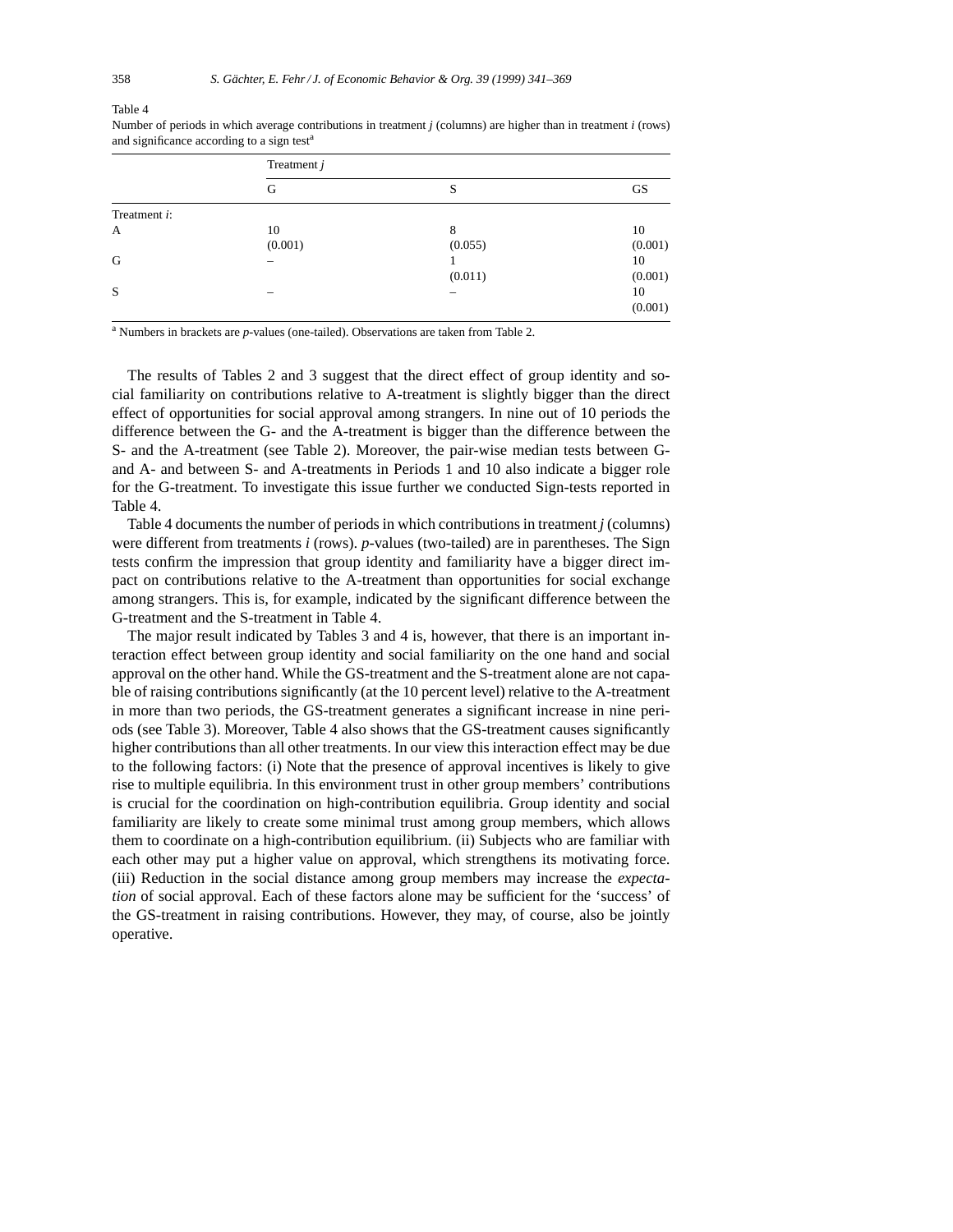Table 4

Number of periods in which average contributions in treatment *j* (columns) are higher than in treatment *i* (rows) and significance according to a sign test[a]

| | Treatment *j* | | |
|---|---|---|---|
| | G | S | GS |
| Treatment *i*: | | | |
| A | 10 (0.001) | 8 (0.055) | 10 (0.001) |
| G | – | 1 (0.011) | 10 (0.001) |
| S | – | – | 10 (0.001) |

[a] Numbers in brackets are *p*-values (one-tailed). Observations are taken from Table 2.

The results of Tables 2 and 3 suggest that the direct effect of group identity and social familiarity on contributions relative to A-treatment is slightly bigger than the direct effect of opportunities for social approval among strangers. In nine out of 10 periods the difference between the G- and the A-treatment is bigger than the difference between the S- and the A-treatment (see Table 2). Moreover, the pair-wise median tests between G- and A- and between S- and A-treatments in Periods 1 and 10 also indicate a bigger role for the G-treatment. To investigate this issue further we conducted Sign-tests reported in Table 4.

Table 4 documents the number of periods in which contributions in treatment *j* (columns) were different from treatments *i* (rows). *p*-values (two-tailed) are in parentheses. The Sign tests confirm the impression that group identity and familiarity have a bigger direct impact on contributions relative to the A-treatment than opportunities for social exchange among strangers. This is, for example, indicated by the significant difference between the G-treatment and the S-treatment in Table 4.

The major result indicated by Tables 3 and 4 is, however, that there is an important interaction effect between group identity and social familiarity on the one hand and social approval on the other hand. While the GS-treatment and the S-treatment alone are not capable of raising contributions significantly (at the 10 percent level) relative to the A-treatment in more than two periods, the GS-treatment generates a significant increase in nine periods (see Table 3). Moreover, Table 4 also shows that the GS-treatment causes significantly higher contributions than all other treatments. In our view this interaction effect may be due to the following factors: (i) Note that the presence of approval incentives is likely to give rise to multiple equilibria. In this environment trust in other group members' contributions is crucial for the coordination on high-contribution equilibria. Group identity and social familiarity are likely to create some minimal trust among group members, which allows them to coordinate on a high-contribution equilibrium. (ii) Subjects who are familiar with each other may put a higher value on approval, which strengthens its motivating force. (iii) Reduction in the social distance among group members may increase the *expectation* of social approval. Each of these factors alone may be sufficient for the 'success' of the GS-treatment in raising contributions. However, they may, of course, also be jointly operative.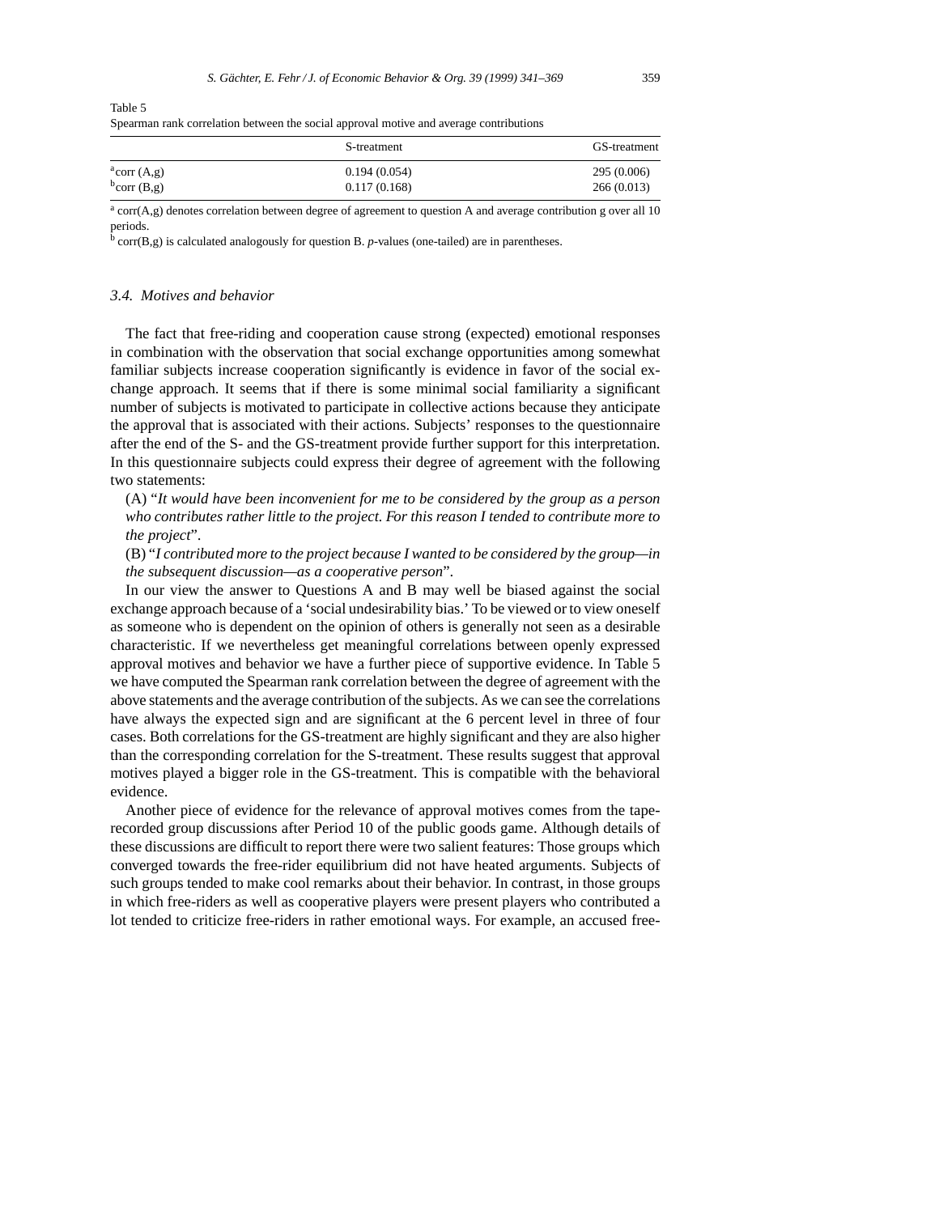Table 5
Spearman rank correlation between the social approval motive and average contributions

| | S-treatment | GS-treatment |
|---|---|---|
| [a]corr (A,g) | 0.194 (0.054) | 295 (0.006) |
| [b]corr (B,g) | 0.117 (0.168) | 266 (0.013) |

[a] corr(A,g) denotes correlation between degree of agreement to question A and average contribution g over all 10 periods.
[b] corr(B,g) is calculated analogously for question B. *p*-values (one-tailed) are in parentheses.

### 3.4. Motives and behavior

The fact that free-riding and cooperation cause strong (expected) emotional responses in combination with the observation that social exchange opportunities among somewhat familiar subjects increase cooperation significantly is evidence in favor of the social exchange approach. It seems that if there is some minimal social familiarity a significant number of subjects is motivated to participate in collective actions because they anticipate the approval that is associated with their actions. Subjects' responses to the questionnaire after the end of the S- and the GS-treatment provide further support for this interpretation. In this questionnaire subjects could express their degree of agreement with the following two statements:

(A) "*It would have been inconvenient for me to be considered by the group as a person who contributes rather little to the project. For this reason I tended to contribute more to the project*".

(B) "*I contributed more to the project because I wanted to be considered by the group—in the subsequent discussion—as a cooperative person*".

In our view the answer to Questions A and B may well be biased against the social exchange approach because of a 'social undesirability bias.' To be viewed or to view oneself as someone who is dependent on the opinion of others is generally not seen as a desirable characteristic. If we nevertheless get meaningful correlations between openly expressed approval motives and behavior we have a further piece of supportive evidence. In Table 5 we have computed the Spearman rank correlation between the degree of agreement with the above statements and the average contribution of the subjects. As we can see the correlations have always the expected sign and are significant at the 6 percent level in three of four cases. Both correlations for the GS-treatment are highly significant and they are also higher than the corresponding correlation for the S-treatment. These results suggest that approval motives played a bigger role in the GS-treatment. This is compatible with the behavioral evidence.

Another piece of evidence for the relevance of approval motives comes from the tape-recorded group discussions after Period 10 of the public goods game. Although details of these discussions are difficult to report there were two salient features: Those groups which converged towards the free-rider equilibrium did not have heated arguments. Subjects of such groups tended to make cool remarks about their behavior. In contrast, in those groups in which free-riders as well as cooperative players were present players who contributed a lot tended to criticize free-riders in rather emotional ways. For example, an accused free-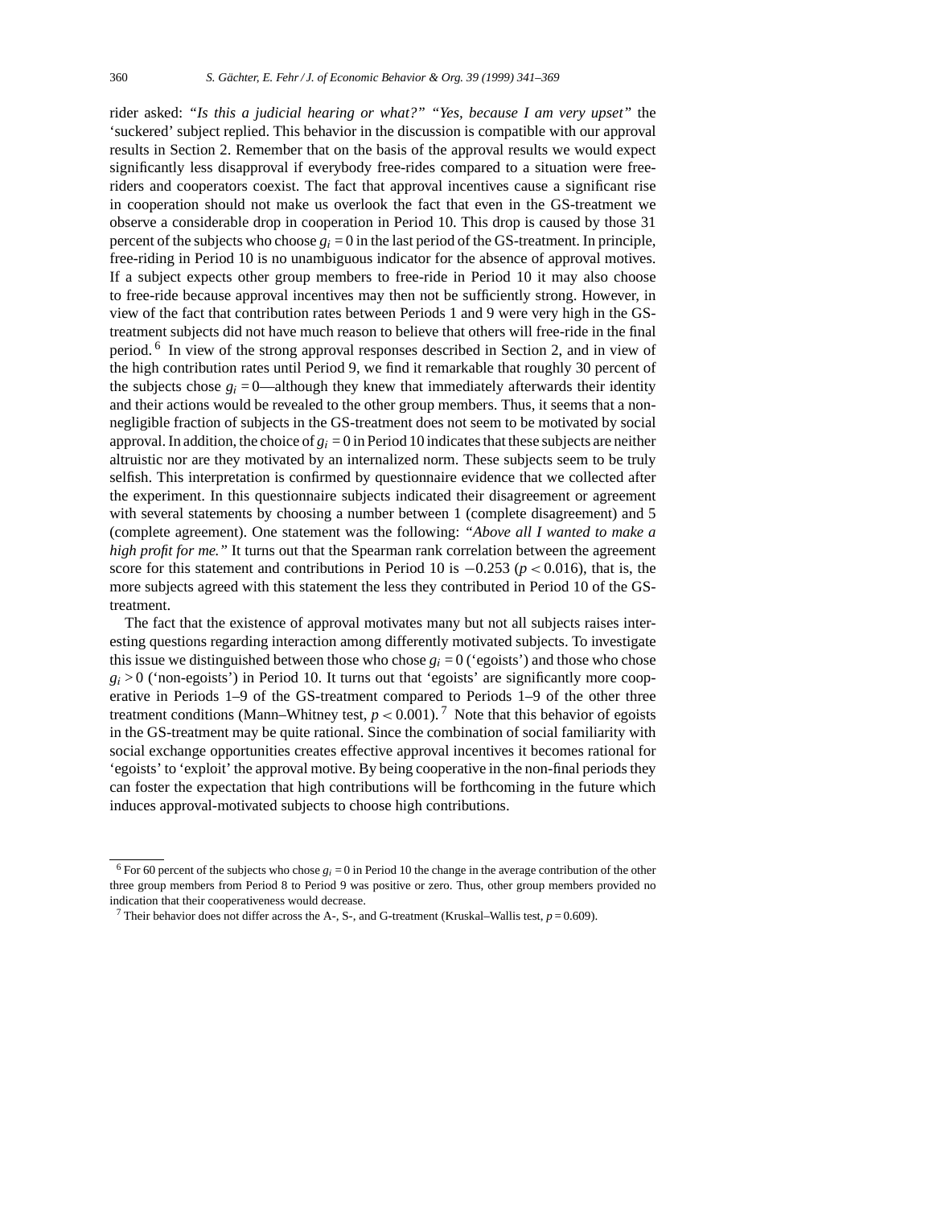rider asked: *"Is this a judicial hearing or what?" "Yes, because I am very upset"* the 'suckered' subject replied. This behavior in the discussion is compatible with our approval results in Section 2. Remember that on the basis of the approval results we would expect significantly less disapproval if everybody free-rides compared to a situation were free-riders and cooperators coexist. The fact that approval incentives cause a significant rise in cooperation should not make us overlook the fact that even in the GS-treatment we observe a considerable drop in cooperation in Period 10. This drop is caused by those 31 percent of the subjects who choose $g_i = 0$ in the last period of the GS-treatment. In principle, free-riding in Period 10 is no unambiguous indicator for the absence of approval motives. If a subject expects other group members to free-ride in Period 10 it may also choose to free-ride because approval incentives may then not be sufficiently strong. However, in view of the fact that contribution rates between Periods 1 and 9 were very high in the GS-treatment subjects did not have much reason to believe that others will free-ride in the final period.[6] In view of the strong approval responses described in Section 2, and in view of the high contribution rates until Period 9, we find it remarkable that roughly 30 percent of the subjects chose $g_i = 0$—although they knew that immediately afterwards their identity and their actions would be revealed to the other group members. Thus, it seems that a non-negligible fraction of subjects in the GS-treatment does not seem to be motivated by social approval. In addition, the choice of $g_i = 0$ in Period 10 indicates that these subjects are neither altruistic nor are they motivated by an internalized norm. These subjects seem to be truly selfish. This interpretation is confirmed by questionnaire evidence that we collected after the experiment. In this questionnaire subjects indicated their disagreement or agreement with several statements by choosing a number between 1 (complete disagreement) and 5 (complete agreement). One statement was the following: *"Above all I wanted to make a high profit for me."* It turns out that the Spearman rank correlation between the agreement score for this statement and contributions in Period 10 is $-0.253$ ($p < 0.016$), that is, the more subjects agreed with this statement the less they contributed in Period 10 of the GS-treatment.

The fact that the existence of approval motivates many but not all subjects raises interesting questions regarding interaction among differently motivated subjects. To investigate this issue we distinguished between those who chose $g_i = 0$ ('egoists') and those who chose $g_i > 0$ ('non-egoists') in Period 10. It turns out that 'egoists' are significantly more cooperative in Periods 1–9 of the GS-treatment compared to Periods 1–9 of the other three treatment conditions (Mann–Whitney test, $p < 0.001$).[7] Note that this behavior of egoists in the GS-treatment may be quite rational. Since the combination of social familiarity with social exchange opportunities creates effective approval incentives it becomes rational for 'egoists' to 'exploit' the approval motive. By being cooperative in the non-final periods they can foster the expectation that high contributions will be forthcoming in the future which induces approval-motivated subjects to choose high contributions.

---

[6] For 60 percent of the subjects who chose $g_i = 0$ in Period 10 the change in the average contribution of the other three group members from Period 8 to Period 9 was positive or zero. Thus, other group members provided no indication that their cooperativeness would decrease.

[7] Their behavior does not differ across the A-, S-, and G-treatment (Kruskal–Wallis test, $p = 0.609$).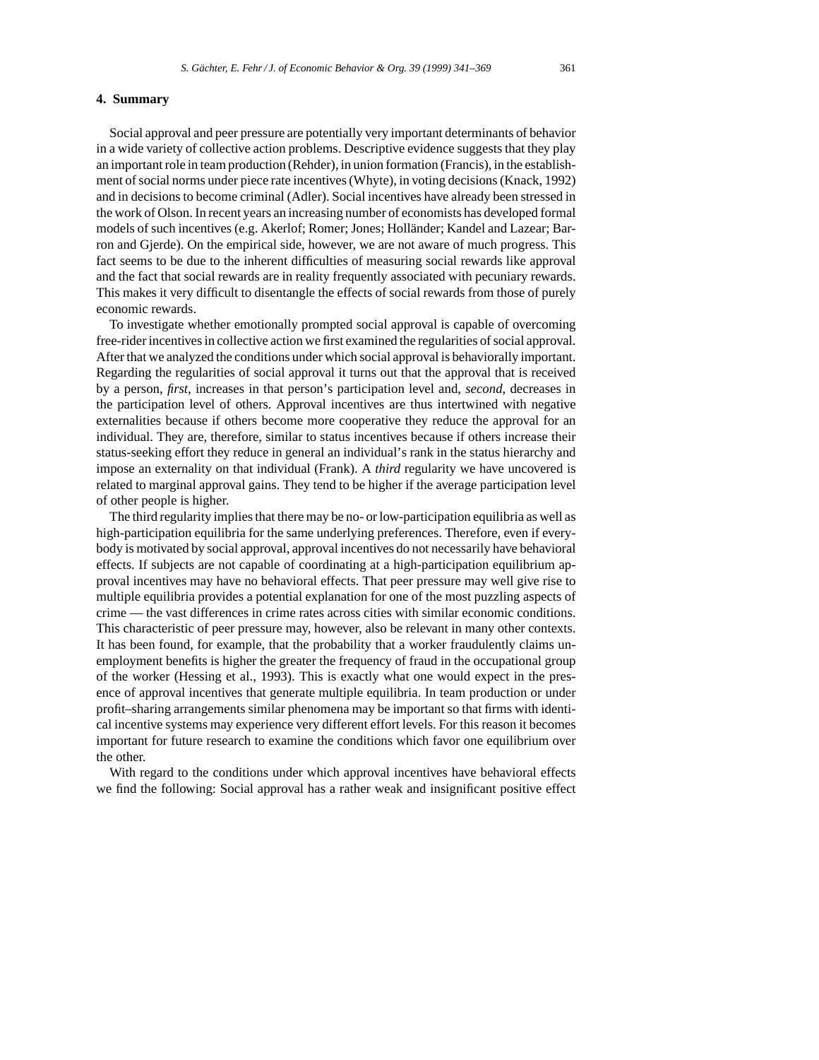## 4. Summary

Social approval and peer pressure are potentially very important determinants of behavior in a wide variety of collective action problems. Descriptive evidence suggests that they play an important role in team production (Rehder), in union formation (Francis), in the establishment of social norms under piece rate incentives (Whyte), in voting decisions (Knack, 1992) and in decisions to become criminal (Adler). Social incentives have already been stressed in the work of Olson. In recent years an increasing number of economists has developed formal models of such incentives (e.g. Akerlof; Romer; Jones; Holländer; Kandel and Lazear; Barron and Gjerde). On the empirical side, however, we are not aware of much progress. This fact seems to be due to the inherent difficulties of measuring social rewards like approval and the fact that social rewards are in reality frequently associated with pecuniary rewards. This makes it very difficult to disentangle the effects of social rewards from those of purely economic rewards.

To investigate whether emotionally prompted social approval is capable of overcoming free-rider incentives in collective action we first examined the regularities of social approval. After that we analyzed the conditions under which social approval is behaviorally important. Regarding the regularities of social approval it turns out that the approval that is received by a person, *first*, increases in that person's participation level and, *second*, decreases in the participation level of others. Approval incentives are thus intertwined with negative externalities because if others become more cooperative they reduce the approval for an individual. They are, therefore, similar to status incentives because if others increase their status-seeking effort they reduce in general an individual's rank in the status hierarchy and impose an externality on that individual (Frank). A *third* regularity we have uncovered is related to marginal approval gains. They tend to be higher if the average participation level of other people is higher.

The third regularity implies that there may be no- or low-participation equilibria as well as high-participation equilibria for the same underlying preferences. Therefore, even if everybody is motivated by social approval, approval incentives do not necessarily have behavioral effects. If subjects are not capable of coordinating at a high-participation equilibrium approval incentives may have no behavioral effects. That peer pressure may well give rise to multiple equilibria provides a potential explanation for one of the most puzzling aspects of crime — the vast differences in crime rates across cities with similar economic conditions. This characteristic of peer pressure may, however, also be relevant in many other contexts. It has been found, for example, that the probability that a worker fraudulently claims unemployment benefits is higher the greater the frequency of fraud in the occupational group of the worker (Hessing et al., 1993). This is exactly what one would expect in the presence of approval incentives that generate multiple equilibria. In team production or under profit–sharing arrangements similar phenomena may be important so that firms with identical incentive systems may experience very different effort levels. For this reason it becomes important for future research to examine the conditions which favor one equilibrium over the other.

With regard to the conditions under which approval incentives have behavioral effects we find the following: Social approval has a rather weak and insignificant positive effect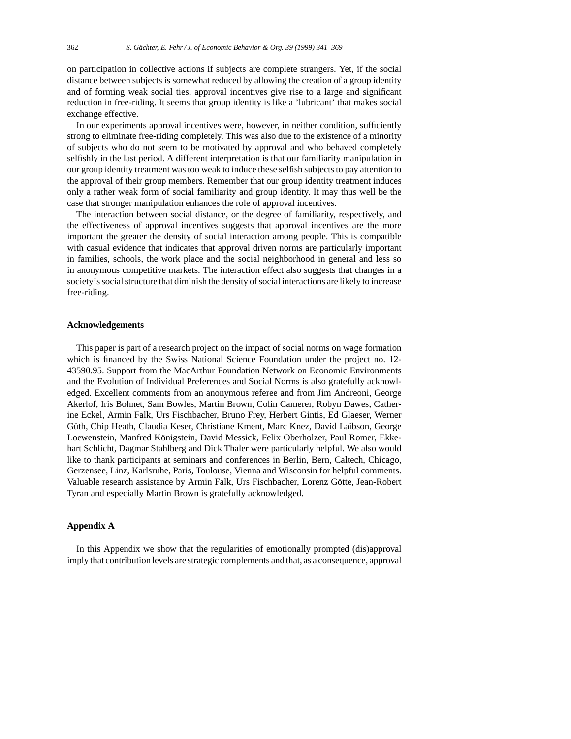on participation in collective actions if subjects are complete strangers. Yet, if the social distance between subjects is somewhat reduced by allowing the creation of a group identity and of forming weak social ties, approval incentives give rise to a large and significant reduction in free-riding. It seems that group identity is like a 'lubricant' that makes social exchange effective.

In our experiments approval incentives were, however, in neither condition, sufficiently strong to eliminate free-riding completely. This was also due to the existence of a minority of subjects who do not seem to be motivated by approval and who behaved completely selfishly in the last period. A different interpretation is that our familiarity manipulation in our group identity treatment was too weak to induce these selfish subjects to pay attention to the approval of their group members. Remember that our group identity treatment induces only a rather weak form of social familiarity and group identity. It may thus well be the case that stronger manipulation enhances the role of approval incentives.

The interaction between social distance, or the degree of familiarity, respectively, and the effectiveness of approval incentives suggests that approval incentives are the more important the greater the density of social interaction among people. This is compatible with casual evidence that indicates that approval driven norms are particularly important in families, schools, the work place and the social neighborhood in general and less so in anonymous competitive markets. The interaction effect also suggests that changes in a society's social structure that diminish the density of social interactions are likely to increase free-riding.

## Acknowledgements

This paper is part of a research project on the impact of social norms on wage formation which is financed by the Swiss National Science Foundation under the project no. 12-43590.95. Support from the MacArthur Foundation Network on Economic Environments and the Evolution of Individual Preferences and Social Norms is also gratefully acknowledged. Excellent comments from an anonymous referee and from Jim Andreoni, George Akerlof, Iris Bohnet, Sam Bowles, Martin Brown, Colin Camerer, Robyn Dawes, Catherine Eckel, Armin Falk, Urs Fischbacher, Bruno Frey, Herbert Gintis, Ed Glaeser, Werner Güth, Chip Heath, Claudia Keser, Christiane Kment, Marc Knez, David Laibson, George Loewenstein, Manfred Königstein, David Messick, Felix Oberholzer, Paul Romer, Ekkehart Schlicht, Dagmar Stahlberg and Dick Thaler were particularly helpful. We also would like to thank participants at seminars and conferences in Berlin, Bern, Caltech, Chicago, Gerzensee, Linz, Karlsruhe, Paris, Toulouse, Vienna and Wisconsin for helpful comments. Valuable research assistance by Armin Falk, Urs Fischbacher, Lorenz Götte, Jean-Robert Tyran and especially Martin Brown is gratefully acknowledged.

## Appendix A

In this Appendix we show that the regularities of emotionally prompted (dis)approval imply that contribution levels are strategic complements and that, as a consequence, approval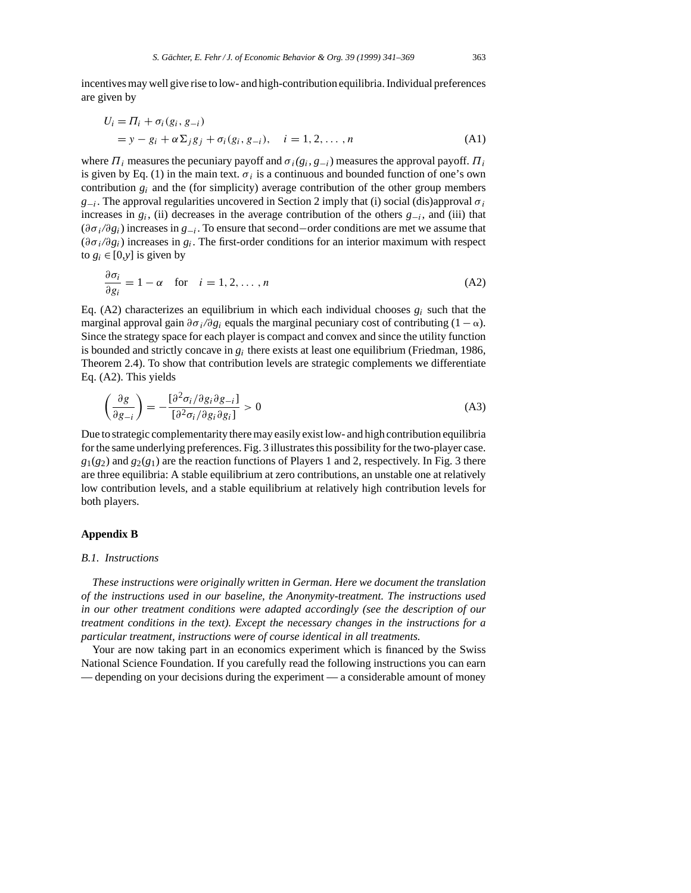incentives may well give rise to low- and high-contribution equilibria. Individual preferences are given by

$$
\begin{aligned}
U_i &= \Pi_i + \sigma_i(g_i, g_{-i}) \\
&= y - g_i + \alpha \Sigma_j g_j + \sigma_i(g_i, g_{-i}), \quad i = 1, 2, \ldots, n
\end{aligned}
\tag{A1}
$$

where $\Pi_i$ measures the pecuniary payoff and $\sigma_i(g_i, g_{-i})$ measures the approval payoff. $\Pi_i$ is given by Eq. (1) in the main text. $\sigma_i$ is a continuous and bounded function of one's own contribution $g_i$ and the (for simplicity) average contribution of the other group members $g_{-i}$. The approval regularities uncovered in Section 2 imply that (i) social (dis)approval $\sigma_i$ increases in $g_i$, (ii) decreases in the average contribution of the others $g_{-i}$, and (iii) that $(\partial\sigma_i/\partial g_i)$ increases in $g_{-i}$. To ensure that second−order conditions are met we assume that $(\partial\sigma_i/\partial g_i)$ increases in $g_i$. The first-order conditions for an interior maximum with respect to $g_i \in [0,y]$ is given by

$$
\frac{\partial \sigma_i}{\partial g_i} = 1 - \alpha \quad \text{for} \quad i = 1, 2, \ldots, n \tag{A2}
$$

Eq. (A2) characterizes an equilibrium in which each individual chooses $g_i$ such that the marginal approval gain $\partial\sigma_i/\partial g_i$ equals the marginal pecuniary cost of contributing $(1 - \alpha)$. Since the strategy space for each player is compact and convex and since the utility function is bounded and strictly concave in $g_i$ there exists at least one equilibrium (Friedman, 1986, Theorem 2.4). To show that contribution levels are strategic complements we differentiate Eq. (A2). This yields

$$
\left(\frac{\partial g}{\partial g_{-i}}\right) = -\frac{[\partial^2\sigma_i/\partial g_i \partial g_{-i}]}{[\partial^2\sigma_i/\partial g_i \partial g_i]} > 0 \tag{A3}
$$

Due to strategic complementarity there may easily exist low- and high contribution equilibria for the same underlying preferences. Fig. 3 illustrates this possibility for the two-player case. $g_1(g_2)$ and $g_2(g_1)$ are the reaction functions of Players 1 and 2, respectively. In Fig. 3 there are three equilibria: A stable equilibrium at zero contributions, an unstable one at relatively low contribution levels, and a stable equilibrium at relatively high contribution levels for both players.

## Appendix B

### *B.1. Instructions*

*These instructions were originally written in German. Here we document the translation of the instructions used in our baseline, the Anonymity-treatment. The instructions used in our other treatment conditions were adapted accordingly (see the description of our treatment conditions in the text). Except the necessary changes in the instructions for a particular treatment, instructions were of course identical in all treatments.*

Your are now taking part in an economics experiment which is financed by the Swiss National Science Foundation. If you carefully read the following instructions you can earn — depending on your decisions during the experiment — a considerable amount of money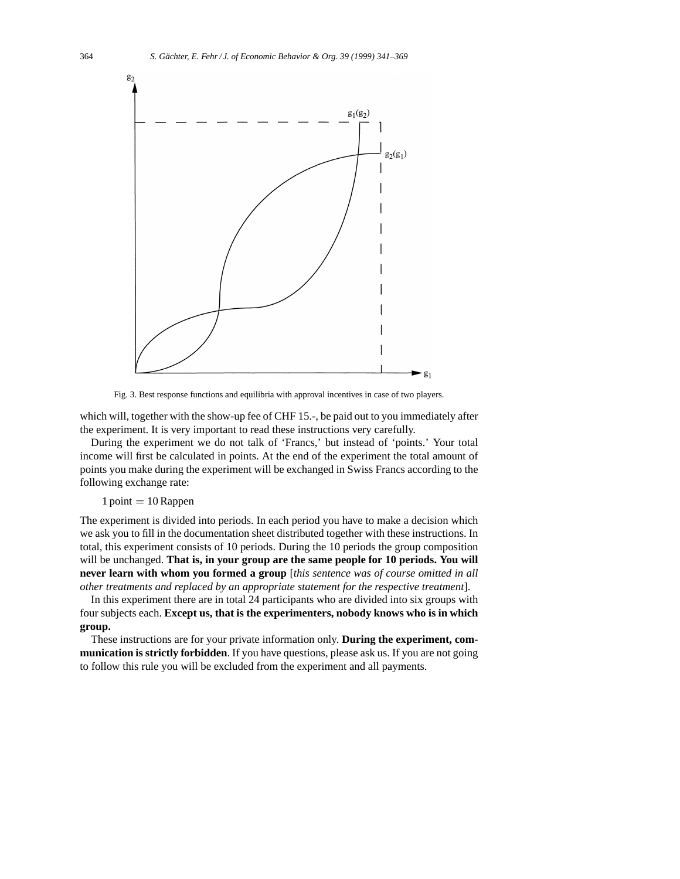Fig. 3. Best response functions and equilibria with approval incentives in case of two players.

which will, together with the show-up fee of CHF 15.-, be paid out to you immediately after the experiment. It is very important to read these instructions very carefully.

During the experiment we do not talk of ‘Francs,’ but instead of ‘points.’ Your total income will first be calculated in points. At the end of the experiment the total amount of points you make during the experiment will be exchanged in Swiss Francs according to the following exchange rate:

1 point = 10 Rappen

The experiment is divided into periods. In each period you have to make a decision which we ask you to fill in the documentation sheet distributed together with these instructions. In total, this experiment consists of 10 periods. During the 10 periods the group composition will be unchanged. **That is, in your group are the same people for 10 periods. You will never learn with whom you formed a group** [*this sentence was of course omitted in all other treatments and replaced by an appropriate statement for the respective treatment*].

In this experiment there are in total 24 participants who are divided into six groups with four subjects each. **Except us, that is the experimenters, nobody knows who is in which group.**

These instructions are for your private information only. **During the experiment, communication is strictly forbidden**. If you have questions, please ask us. If you are not going to follow this rule you will be excluded from the experiment and all payments.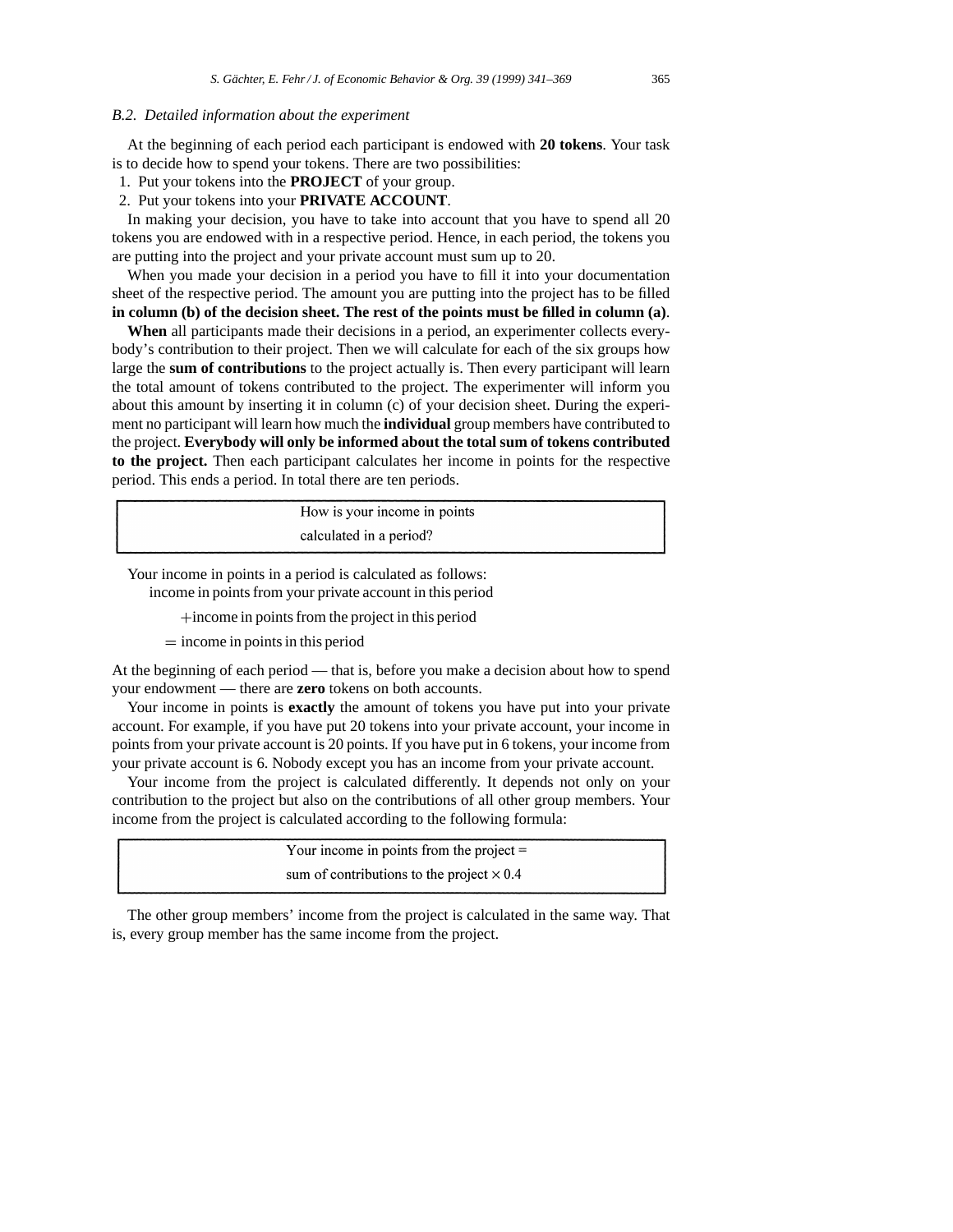### *B.2. Detailed information about the experiment*

At the beginning of each period each participant is endowed with **20 tokens**. Your task is to decide how to spend your tokens. There are two possibilities:

1. Put your tokens into the **PROJECT** of your group.
2. Put your tokens into your **PRIVATE ACCOUNT**.

In making your decision, you have to take into account that you have to spend all 20 tokens you are endowed with in a respective period. Hence, in each period, the tokens you are putting into the project and your private account must sum up to 20.

When you made your decision in a period you have to fill it into your documentation sheet of the respective period. The amount you are putting into the project has to be filled **in column (b) of the decision sheet. The rest of the points must be filled in column (a)**.

**When** all participants made their decisions in a period, an experimenter collects everybody's contribution to their project. Then we will calculate for each of the six groups how large the **sum of contributions** to the project actually is. Then every participant will learn the total amount of tokens contributed to the project. The experimenter will inform you about this amount by inserting it in column (c) of your decision sheet. During the experiment no participant will learn how much the **individual** group members have contributed to the project. **Everybody will only be informed about the total sum of tokens contributed to the project.** Then each participant calculates her income in points for the respective period. This ends a period. In total there are ten periods.

| How is your income in points calculated in a period? |
|---|

Your income in points in a period is calculated as follows:

income in points from your private account in this period

+income in points from the project in this period

= income in points in this period

At the beginning of each period — that is, before you make a decision about how to spend your endowment — there are **zero** tokens on both accounts.

Your income in points is **exactly** the amount of tokens you have put into your private account. For example, if you have put 20 tokens into your private account, your income in points from your private account is 20 points. If you have put in 6 tokens, your income from your private account is 6. Nobody except you has an income from your private account.

Your income from the project is calculated differently. It depends not only on your contribution to the project but also on the contributions of all other group members. Your income from the project is calculated according to the following formula:

| Your income in points from the project = sum of contributions to the project $\times$ 0.4 |
|---|

The other group members' income from the project is calculated in the same way. That is, every group member has the same income from the project.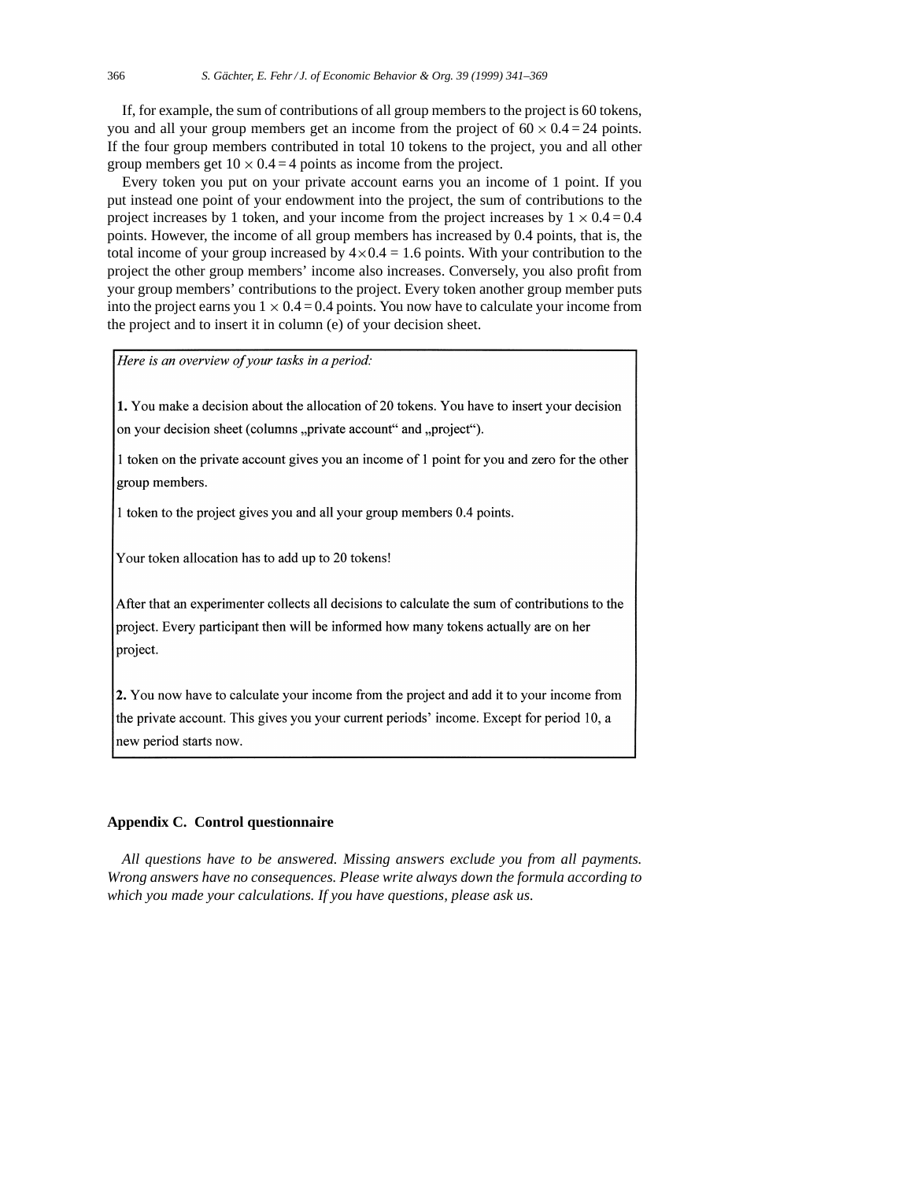If, for example, the sum of contributions of all group members to the project is 60 tokens, you and all your group members get an income from the project of $60 \times 0.4 = 24$ points. If the four group members contributed in total 10 tokens to the project, you and all other group members get $10 \times 0.4 = 4$ points as income from the project.

Every token you put on your private account earns you an income of 1 point. If you put instead one point of your endowment into the project, the sum of contributions to the project increases by 1 token, and your income from the project increases by $1 \times 0.4 = 0.4$ points. However, the income of all group members has increased by 0.4 points, that is, the total income of your group increased by $4 \times 0.4 = 1.6$ points. With your contribution to the project the other group members' income also increases. Conversely, you also profit from your group members' contributions to the project. Every token another group member puts into the project earns you $1 \times 0.4 = 0.4$ points. You now have to calculate your income from the project and to insert it in column (e) of your decision sheet.

*Here is an overview of your tasks in a period:*

**1.** You make a decision about the allocation of 20 tokens. You have to insert your decision on your decision sheet (columns „private account“ and „project“).

1 token on the private account gives you an income of 1 point for you and zero for the other group members.

1 token to the project gives you and all your group members 0.4 points.

Your token allocation has to add up to 20 tokens!

After that an experimenter collects all decisions to calculate the sum of contributions to the project. Every participant then will be informed how many tokens actually are on her project.

**2.** You now have to calculate your income from the project and add it to your income from the private account. This gives you your current periods' income. Except for period 10, a new period starts now.

## Appendix C. Control questionnaire

*All questions have to be answered. Missing answers exclude you from all payments. Wrong answers have no consequences. Please write always down the formula according to which you made your calculations. If you have questions, please ask us.*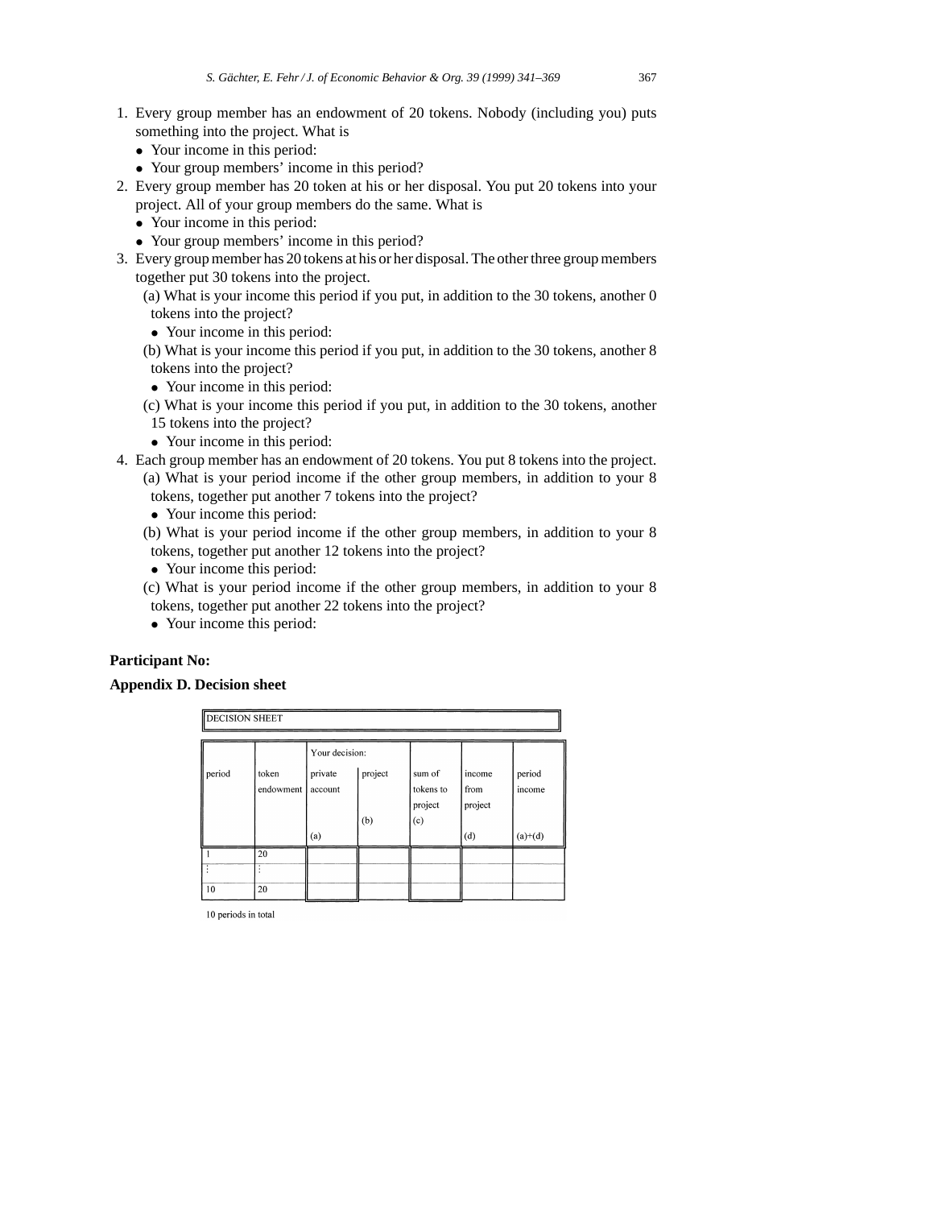1. Every group member has an endowment of 20 tokens. Nobody (including you) puts something into the project. What is
   - Your income in this period:
   - Your group members' income in this period?
2. Every group member has 20 token at his or her disposal. You put 20 tokens into your project. All of your group members do the same. What is
   - Your income in this period:
   - Your group members' income in this period?
3. Every group member has 20 tokens at his or her disposal. The other three group members together put 30 tokens into the project.
   (a) What is your income this period if you put, in addition to the 30 tokens, another 0 tokens into the project?
   - Your income in this period:

   (b) What is your income this period if you put, in addition to the 30 tokens, another 8 tokens into the project?
   - Your income in this period:

   (c) What is your income this period if you put, in addition to the 30 tokens, another 15 tokens into the project?
   - Your income in this period:
4. Each group member has an endowment of 20 tokens. You put 8 tokens into the project.
   (a) What is your period income if the other group members, in addition to your 8 tokens, together put another 7 tokens into the project?
   - Your income this period:

   (b) What is your period income if the other group members, in addition to your 8 tokens, together put another 12 tokens into the project?
   - Your income this period:

   (c) What is your period income if the other group members, in addition to your 8 tokens, together put another 22 tokens into the project?
   - Your income this period:

**Participant No:**

**Appendix D. Decision sheet**

DECISION SHEET

| period | token endowment | Your decision: private account (a) | project (b) | sum of tokens to project (c) | income from project (d) | period income (a)+(d) |
|---|---|---|---|---|---|---|
| 1 | 20 | | | | | |
| ⋮ | ⋮ | | | | | |
| 10 | 20 | | | | | |

10 periods in total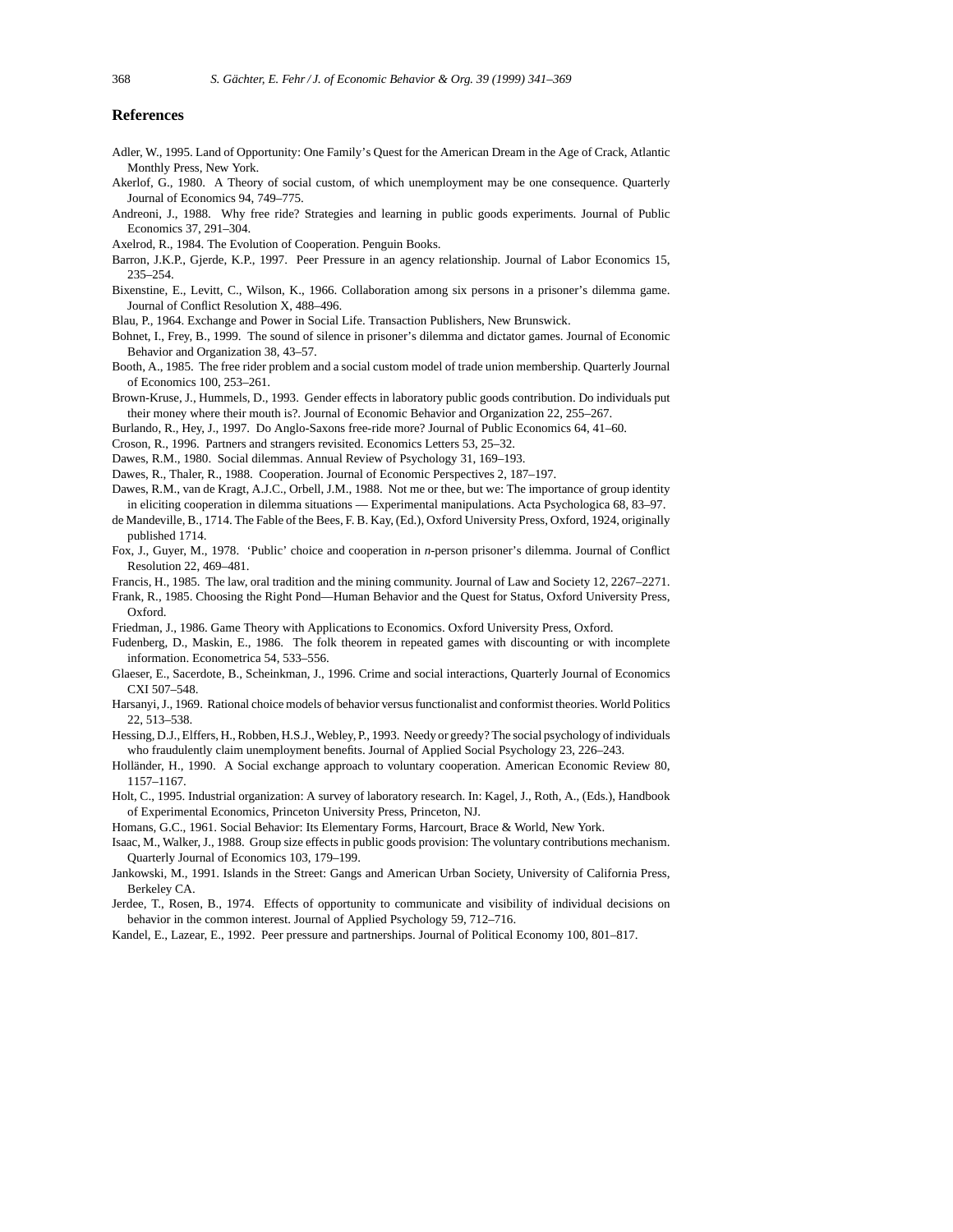## References

Adler, W., 1995. Land of Opportunity: One Family's Quest for the American Dream in the Age of Crack, Atlantic Monthly Press, New York.

Akerlof, G., 1980. A Theory of social custom, of which unemployment may be one consequence. Quarterly Journal of Economics 94, 749–775.

Andreoni, J., 1988. Why free ride? Strategies and learning in public goods experiments. Journal of Public Economics 37, 291–304.

Axelrod, R., 1984. The Evolution of Cooperation. Penguin Books.

Barron, J.K.P., Gjerde, K.P., 1997. Peer Pressure in an agency relationship. Journal of Labor Economics 15, 235–254.

Bixenstine, E., Levitt, C., Wilson, K., 1966. Collaboration among six persons in a prisoner's dilemma game. Journal of Conflict Resolution X, 488–496.

Blau, P., 1964. Exchange and Power in Social Life. Transaction Publishers, New Brunswick.

Bohnet, I., Frey, B., 1999. The sound of silence in prisoner's dilemma and dictator games. Journal of Economic Behavior and Organization 38, 43–57.

Booth, A., 1985. The free rider problem and a social custom model of trade union membership. Quarterly Journal of Economics 100, 253–261.

Brown-Kruse, J., Hummels, D., 1993. Gender effects in laboratory public goods contribution. Do individuals put their money where their mouth is?. Journal of Economic Behavior and Organization 22, 255–267.

Burlando, R., Hey, J., 1997. Do Anglo-Saxons free-ride more? Journal of Public Economics 64, 41–60.

Croson, R., 1996. Partners and strangers revisited. Economics Letters 53, 25–32.

Dawes, R.M., 1980. Social dilemmas. Annual Review of Psychology 31, 169–193.

Dawes, R., Thaler, R., 1988. Cooperation. Journal of Economic Perspectives 2, 187–197.

Dawes, R.M., van de Kragt, A.J.C., Orbell, J.M., 1988. Not me or thee, but we: The importance of group identity in eliciting cooperation in dilemma situations — Experimental manipulations. Acta Psychologica 68, 83–97.

de Mandeville, B., 1714. The Fable of the Bees, F. B. Kay, (Ed.), Oxford University Press, Oxford, 1924, originally published 1714.

Fox, J., Guyer, M., 1978. 'Public' choice and cooperation in *n*-person prisoner's dilemma. Journal of Conflict Resolution 22, 469–481.

Francis, H., 1985. The law, oral tradition and the mining community. Journal of Law and Society 12, 2267–2271.

Frank, R., 1985. Choosing the Right Pond—Human Behavior and the Quest for Status, Oxford University Press, Oxford.

Friedman, J., 1986. Game Theory with Applications to Economics. Oxford University Press, Oxford.

Fudenberg, D., Maskin, E., 1986. The folk theorem in repeated games with discounting or with incomplete information. Econometrica 54, 533–556.

Glaeser, E., Sacerdote, B., Scheinkman, J., 1996. Crime and social interactions, Quarterly Journal of Economics CXI 507–548.

Harsanyi, J., 1969. Rational choice models of behavior versus functionalist and conformist theories. World Politics 22, 513–538.

Hessing, D.J., Elffers, H., Robben, H.S.J., Webley, P., 1993. Needy or greedy? The social psychology of individuals who fraudulently claim unemployment benefits. Journal of Applied Social Psychology 23, 226–243.

Holländer, H., 1990. A Social exchange approach to voluntary cooperation. American Economic Review 80, 1157–1167.

Holt, C., 1995. Industrial organization: A survey of laboratory research. In: Kagel, J., Roth, A., (Eds.), Handbook of Experimental Economics, Princeton University Press, Princeton, NJ.

Homans, G.C., 1961. Social Behavior: Its Elementary Forms, Harcourt, Brace & World, New York.

Isaac, M., Walker, J., 1988. Group size effects in public goods provision: The voluntary contributions mechanism. Quarterly Journal of Economics 103, 179–199.

Jankowski, M., 1991. Islands in the Street: Gangs and American Urban Society, University of California Press, Berkeley CA.

Jerdee, T., Rosen, B., 1974. Effects of opportunity to communicate and visibility of individual decisions on behavior in the common interest. Journal of Applied Psychology 59, 712–716.

Kandel, E., Lazear, E., 1992. Peer pressure and partnerships. Journal of Political Economy 100, 801–817.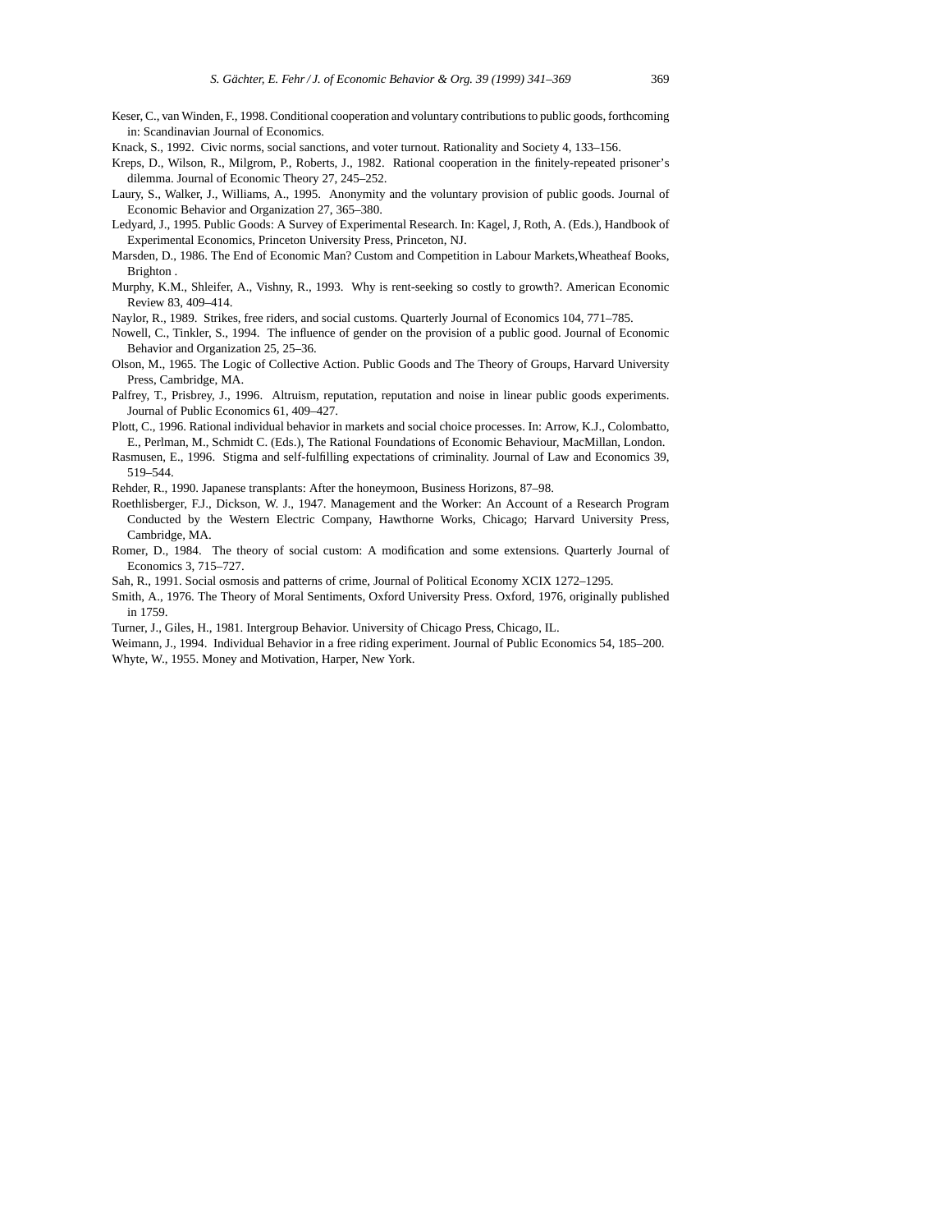Keser, C., van Winden, F., 1998. Conditional cooperation and voluntary contributions to public goods, forthcoming in: Scandinavian Journal of Economics.

Knack, S., 1992. Civic norms, social sanctions, and voter turnout. Rationality and Society 4, 133–156.

Kreps, D., Wilson, R., Milgrom, P., Roberts, J., 1982. Rational cooperation in the finitely-repeated prisoner's dilemma. Journal of Economic Theory 27, 245–252.

Laury, S., Walker, J., Williams, A., 1995. Anonymity and the voluntary provision of public goods. Journal of Economic Behavior and Organization 27, 365–380.

Ledyard, J., 1995. Public Goods: A Survey of Experimental Research. In: Kagel, J, Roth, A. (Eds.), Handbook of Experimental Economics, Princeton University Press, Princeton, NJ.

Marsden, D., 1986. The End of Economic Man? Custom and Competition in Labour Markets,Wheatheaf Books, Brighton .

Murphy, K.M., Shleifer, A., Vishny, R., 1993. Why is rent-seeking so costly to growth?. American Economic Review 83, 409–414.

Naylor, R., 1989. Strikes, free riders, and social customs. Quarterly Journal of Economics 104, 771–785.

Nowell, C., Tinkler, S., 1994. The influence of gender on the provision of a public good. Journal of Economic Behavior and Organization 25, 25–36.

Olson, M., 1965. The Logic of Collective Action. Public Goods and The Theory of Groups, Harvard University Press, Cambridge, MA.

Palfrey, T., Prisbrey, J., 1996. Altruism, reputation, reputation and noise in linear public goods experiments. Journal of Public Economics 61, 409–427.

Plott, C., 1996. Rational individual behavior in markets and social choice processes. In: Arrow, K.J., Colombatto, E., Perlman, M., Schmidt C. (Eds.), The Rational Foundations of Economic Behaviour, MacMillan, London.

Rasmusen, E., 1996. Stigma and self-fulfilling expectations of criminality. Journal of Law and Economics 39, 519–544.

Rehder, R., 1990. Japanese transplants: After the honeymoon, Business Horizons, 87–98.

Roethlisberger, F.J., Dickson, W. J., 1947. Management and the Worker: An Account of a Research Program Conducted by the Western Electric Company, Hawthorne Works, Chicago; Harvard University Press, Cambridge, MA.

Romer, D., 1984. The theory of social custom: A modification and some extensions. Quarterly Journal of Economics 3, 715–727.

Sah, R., 1991. Social osmosis and patterns of crime, Journal of Political Economy XCIX 1272–1295.

Smith, A., 1976. The Theory of Moral Sentiments, Oxford University Press. Oxford, 1976, originally published in 1759.

Turner, J., Giles, H., 1981. Intergroup Behavior. University of Chicago Press, Chicago, IL.

Weimann, J., 1994. Individual Behavior in a free riding experiment. Journal of Public Economics 54, 185–200.

Whyte, W., 1955. Money and Motivation, Harper, New York.